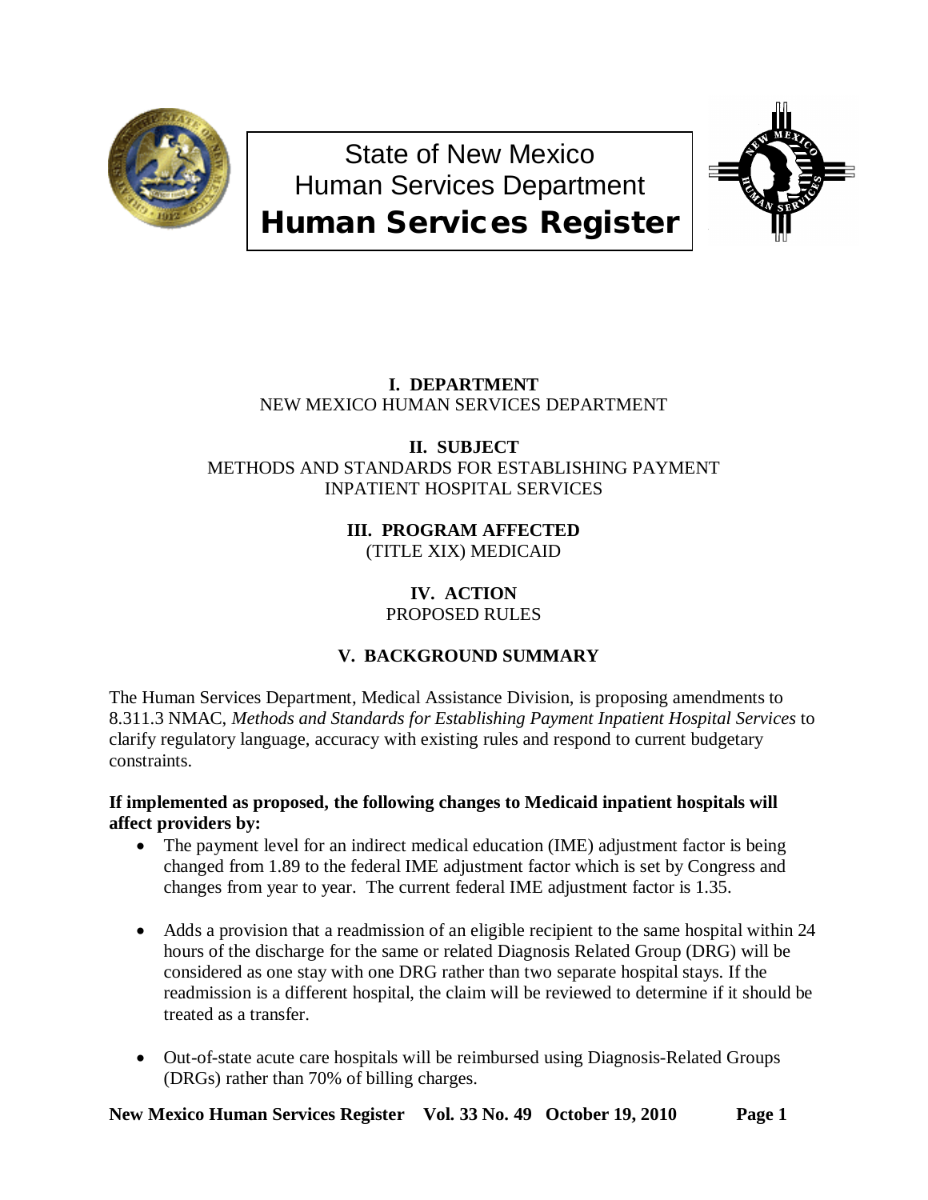# State of New Mexico
# Human Services Department
# Human Services Register

**I. DEPARTMENT**
NEW MEXICO HUMAN SERVICES DEPARTMENT

**II. SUBJECT**
METHODS AND STANDARDS FOR ESTABLISHING PAYMENT INPATIENT HOSPITAL SERVICES

**III. PROGRAM AFFECTED**
(TITLE XIX) MEDICAID

**IV. ACTION**
PROPOSED RULES

**V. BACKGROUND SUMMARY**

The Human Services Department, Medical Assistance Division, is proposing amendments to 8.311.3 NMAC, *Methods and Standards for Establishing Payment Inpatient Hospital Services* to clarify regulatory language, accuracy with existing rules and respond to current budgetary constraints.

**If implemented as proposed, the following changes to Medicaid inpatient hospitals will affect providers by:**

- The payment level for an indirect medical education (IME) adjustment factor is being changed from 1.89 to the federal IME adjustment factor which is set by Congress and changes from year to year. The current federal IME adjustment factor is 1.35.
- Adds a provision that a readmission of an eligible recipient to the same hospital within 24 hours of the discharge for the same or related Diagnosis Related Group (DRG) will be considered as one stay with one DRG rather than two separate hospital stays. If the readmission is a different hospital, the claim will be reviewed to determine if it should be treated as a transfer.
- Out-of-state acute care hospitals will be reimbursed using Diagnosis-Related Groups (DRGs) rather than 70% of billing charges.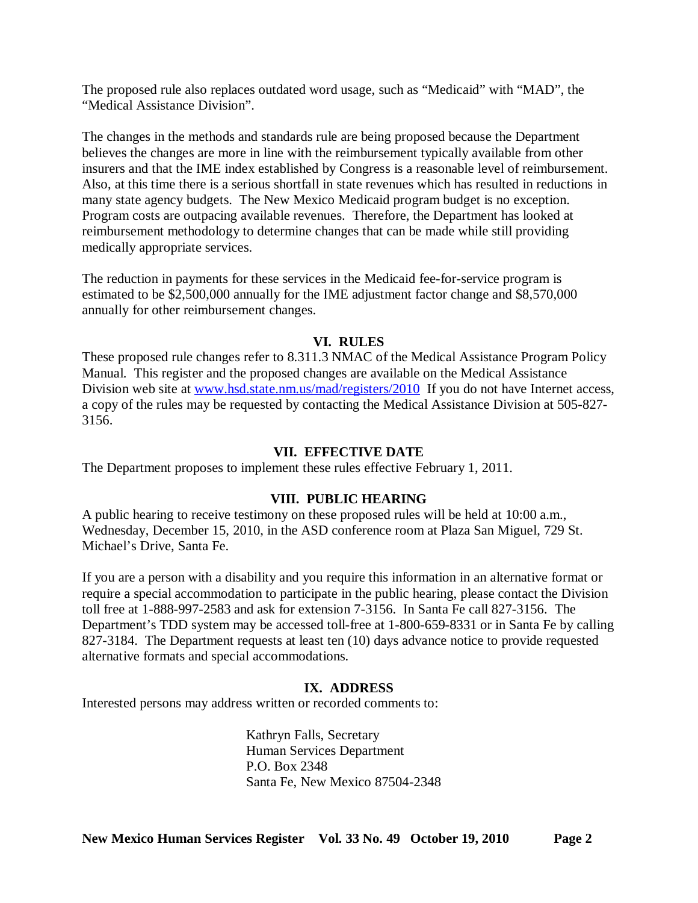The proposed rule also replaces outdated word usage, such as "Medicaid" with "MAD", the "Medical Assistance Division".

The changes in the methods and standards rule are being proposed because the Department believes the changes are more in line with the reimbursement typically available from other insurers and that the IME index established by Congress is a reasonable level of reimbursement. Also, at this time there is a serious shortfall in state revenues which has resulted in reductions in many state agency budgets. The New Mexico Medicaid program budget is no exception. Program costs are outpacing available revenues. Therefore, the Department has looked at reimbursement methodology to determine changes that can be made while still providing medically appropriate services.

The reduction in payments for these services in the Medicaid fee-for-service program is estimated to be $2,500,000 annually for the IME adjustment factor change and $8,570,000 annually for other reimbursement changes.

## VI. RULES

These proposed rule changes refer to 8.311.3 NMAC of the Medical Assistance Program Policy Manual. This register and the proposed changes are available on the Medical Assistance Division web site at [www.hsd.state.nm.us/mad/registers/2010](http://www.hsd.state.nm.us/mad/registers/2010) If you do not have Internet access, a copy of the rules may be requested by contacting the Medical Assistance Division at 505-827-3156.

## VII. EFFECTIVE DATE

The Department proposes to implement these rules effective February 1, 2011.

## VIII. PUBLIC HEARING

A public hearing to receive testimony on these proposed rules will be held at 10:00 a.m., Wednesday, December 15, 2010, in the ASD conference room at Plaza San Miguel, 729 St. Michael's Drive, Santa Fe.

If you are a person with a disability and you require this information in an alternative format or require a special accommodation to participate in the public hearing, please contact the Division toll free at 1-888-997-2583 and ask for extension 7-3156. In Santa Fe call 827-3156. The Department's TDD system may be accessed toll-free at 1-800-659-8331 or in Santa Fe by calling 827-3184. The Department requests at least ten (10) days advance notice to provide requested alternative formats and special accommodations.

## IX. ADDRESS

Interested persons may address written or recorded comments to:

Kathryn Falls, Secretary
Human Services Department
P.O. Box 2348
Santa Fe, New Mexico 87504-2348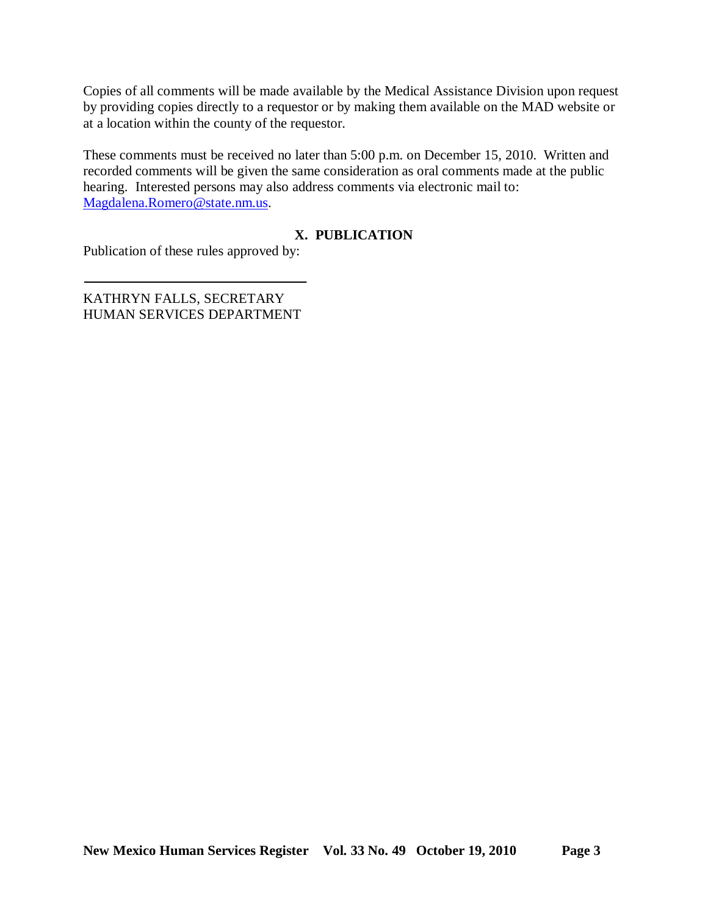Copies of all comments will be made available by the Medical Assistance Division upon request by providing copies directly to a requestor or by making them available on the MAD website or at a location within the county of the requestor.

These comments must be received no later than 5:00 p.m. on December 15, 2010. Written and recorded comments will be given the same consideration as oral comments made at the public hearing. Interested persons may also address comments via electronic mail to: Magdalena.Romero@state.nm.us.

## X. PUBLICATION

Publication of these rules approved by:

\_\_\_\_\_\_\_\_\_\_\_\_\_\_\_\_\_\_\_\_\_\_\_\_\_\_\_\_\_\_\_\_\_\_

KATHRYN FALLS, SECRETARY
HUMAN SERVICES DEPARTMENT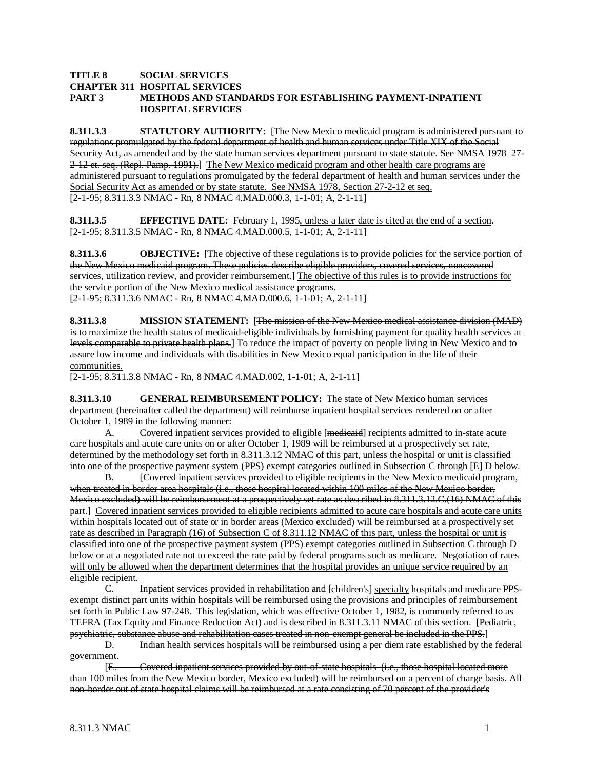**TITLE 8 SOCIAL SERVICES**
**CHAPTER 311 HOSPITAL SERVICES**
**PART 3 METHODS AND STANDARDS FOR ESTABLISHING PAYMENT-INPATIENT HOSPITAL SERVICES**

**8.311.3.3 STATUTORY AUTHORITY:** [~~The New Mexico medicaid program is administered pursuant to regulations promulgated by the federal department of health and human services under Title XIX of the Social Security Act, as amended and by the state human services department pursuant to state statute. See NMSA 1978 27-2-12 et. seq. (Repl. Pamp. 1991).~~] The New Mexico medicaid program and other health care programs are administered pursuant to regulations promulgated by the federal department of health and human services under the Social Security Act as amended or by state statute. See NMSA 1978, Section 27-2-12 et seq.
[2-1-95; 8.311.3.3 NMAC - Rn, 8 NMAC 4.MAD.000.3, 1-1-01; A, 2-1-11]

**8.311.3.5 EFFECTIVE DATE:** February 1, 1995, unless a later date is cited at the end of a section.
[2-1-95; 8.311.3.5 NMAC - Rn, 8 NMAC 4.MAD.000.5, 1-1-01; A, 2-1-11]

**8.311.3.6 OBJECTIVE:** [~~The objective of these regulations is to provide policies for the service portion of the New Mexico medicaid program. These policies describe eligible providers, covered services, noncovered services, utilization review, and provider reimbursement.~~] The objective of this rules is to provide instructions for the service portion of the New Mexico medical assistance programs.
[2-1-95; 8.311.3.6 NMAC - Rn, 8 NMAC 4.MAD.000.6, 1-1-01; A, 2-1-11]

**8.311.3.8 MISSION STATEMENT:** [~~The mission of the New Mexico medical assistance division (MAD) is to maximize the health status of medicaid-eligible individuals by furnishing payment for quality health services at levels comparable to private health plans.~~] To reduce the impact of poverty on people living in New Mexico and to assure low income and individuals with disabilities in New Mexico equal participation in the life of their communities.
[2-1-95; 8.311.3.8 NMAC - Rn, 8 NMAC 4.MAD.002, 1-1-01; A, 2-1-11]

**8.311.3.10 GENERAL REIMBURSEMENT POLICY:** The state of New Mexico human services department (hereinafter called the department) will reimburse inpatient hospital services rendered on or after October 1, 1989 in the following manner:

A. Covered inpatient services provided to eligible [~~medicaid~~] recipients admitted to in-state acute care hospitals and acute care units on or after October 1, 1989 will be reimbursed at a prospectively set rate, determined by the methodology set forth in 8.311.3.12 NMAC of this part, unless the hospital or unit is classified into one of the prospective payment system (PPS) exempt categories outlined in Subsection C through [~~E~~] D below.

B. [~~Covered inpatient services provided to eligible recipients in the New Mexico medicaid program, when treated in border area hospitals (i.e., those hospital located within 100 miles of the New Mexico border, Mexico excluded) will be reimbursement at a prospectively set rate as described in 8.311.3.12.C.(16) NMAC of this part.~~] Covered inpatient services provided to eligible recipients admitted to acute care hospitals and acute care units within hospitals located out of state or in border areas (Mexico excluded) will be reimbursed at a prospectively set rate as described in Paragraph (16) of Subsection C of 8.311.12 NMAC of this part, unless the hospital or unit is classified into one of the prospective payment system (PPS) exempt categories outlined in Subsection C through D below or at a negotiated rate not to exceed the rate paid by federal programs such as medicare. Negotiation of rates will only be allowed when the department determines that the hospital provides an unique service required by an eligible recipient.

C. Inpatient services provided in rehabilitation and [~~children's~~] specialty hospitals and medicare PPS-exempt distinct part units within hospitals will be reimbursed using the provisions and principles of reimbursement set forth in Public Law 97-248. This legislation, which was effective October 1, 1982, is commonly referred to as TEFRA (Tax Equity and Finance Reduction Act) and is described in 8.311.3.11 NMAC of this section. [~~Pediatric, psychiatric, substance abuse and rehabilitation cases treated in non-exempt general be included in the PPS.~~]

D. Indian health services hospitals will be reimbursed using a per diem rate established by the federal government.

[~~E. Covered inpatient services provided by out-of-state hospitals (i.e., those hospital located more than 100 miles from the New Mexico border, Mexico excluded) will be reimbursed on a percent of charge basis. All non-border out of state hospital claims will be reimbursed at a rate consisting of 70 percent of the provider's~~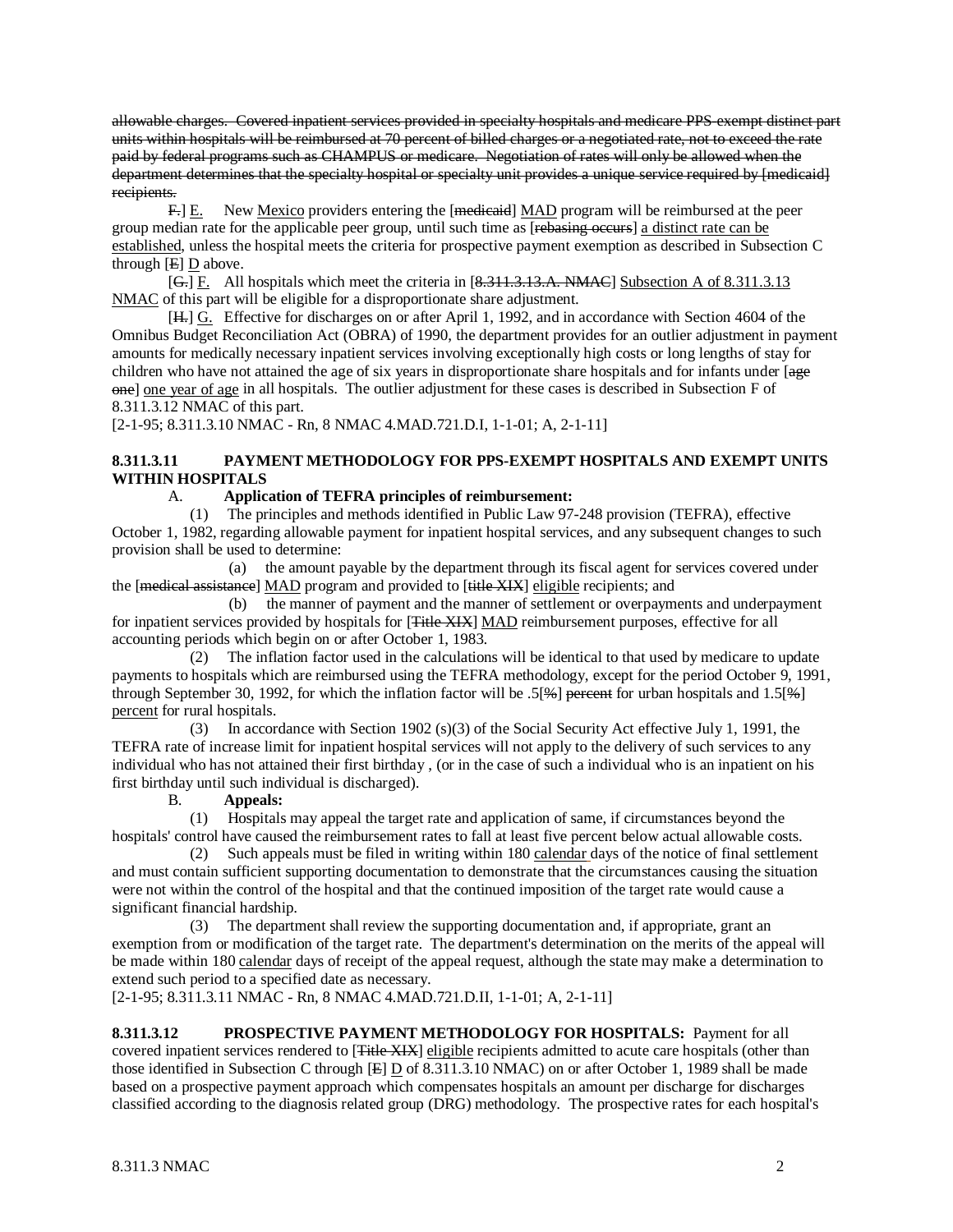~~allowable charges. Covered inpatient services provided in specialty hospitals and medicare PPS-exempt distinct part units within hospitals will be reimbursed at 70 percent of billed charges or a negotiated rate, not to exceed the rate paid by federal programs such as CHAMPUS or medicare. Negotiation of rates will only be allowed when the department determines that the specialty hospital or specialty unit provides a unique service required by [medicaid] recipients.~~

~~F.~~] E. New Mexico providers entering the [~~medicaid~~] MAD program will be reimbursed at the peer group median rate for the applicable peer group, until such time as [~~rebasing occurs~~] a distinct rate can be established, unless the hospital meets the criteria for prospective payment exemption as described in Subsection C through [~~E~~] D above.

[~~G.~~] F. All hospitals which meet the criteria in [~~8.311.3.13.A. NMAC~~] Subsection A of 8.311.3.13 NMAC of this part will be eligible for a disproportionate share adjustment.

[~~H.~~] G. Effective for discharges on or after April 1, 1992, and in accordance with Section 4604 of the Omnibus Budget Reconciliation Act (OBRA) of 1990, the department provides for an outlier adjustment in payment amounts for medically necessary inpatient services involving exceptionally high costs or long lengths of stay for children who have not attained the age of six years in disproportionate share hospitals and for infants under [~~age one~~] one year of age in all hospitals. The outlier adjustment for these cases is described in Subsection F of 8.311.3.12 NMAC of this part.

[2-1-95; 8.311.3.10 NMAC - Rn, 8 NMAC 4.MAD.721.D.I, 1-1-01; A, 2-1-11]

**8.311.3.11 PAYMENT METHODOLOGY FOR PPS-EXEMPT HOSPITALS AND EXEMPT UNITS WITHIN HOSPITALS**

A. **Application of TEFRA principles of reimbursement:**

(1) The principles and methods identified in Public Law 97-248 provision (TEFRA), effective October 1, 1982, regarding allowable payment for inpatient hospital services, and any subsequent changes to such provision shall be used to determine:

(a) the amount payable by the department through its fiscal agent for services covered under the [~~medical assistance~~] MAD program and provided to [~~title XIX~~] eligible recipients; and

(b) the manner of payment and the manner of settlement or overpayments and underpayment for inpatient services provided by hospitals for [~~Title XIX~~] MAD reimbursement purposes, effective for all accounting periods which begin on or after October 1, 1983.

(2) The inflation factor used in the calculations will be identical to that used by medicare to update payments to hospitals which are reimbursed using the TEFRA methodology, except for the period October 9, 1991, through September 30, 1992, for which the inflation factor will be .5[~~%~~] ~~percent~~ for urban hospitals and 1.5[~~%~~] percent for rural hospitals.

(3) In accordance with Section 1902 (s)(3) of the Social Security Act effective July 1, 1991, the TEFRA rate of increase limit for inpatient hospital services will not apply to the delivery of such services to any individual who has not attained their first birthday , (or in the case of such a individual who is an inpatient on his first birthday until such individual is discharged).

B. **Appeals:**

(1) Hospitals may appeal the target rate and application of same, if circumstances beyond the hospitals' control have caused the reimbursement rates to fall at least five percent below actual allowable costs.

(2) Such appeals must be filed in writing within 180 calendar days of the notice of final settlement and must contain sufficient supporting documentation to demonstrate that the circumstances causing the situation were not within the control of the hospital and that the continued imposition of the target rate would cause a significant financial hardship.

(3) The department shall review the supporting documentation and, if appropriate, grant an exemption from or modification of the target rate. The department's determination on the merits of the appeal will be made within 180 calendar days of receipt of the appeal request, although the state may make a determination to extend such period to a specified date as necessary.

[2-1-95; 8.311.3.11 NMAC - Rn, 8 NMAC 4.MAD.721.D.II, 1-1-01; A, 2-1-11]

**8.311.3.12 PROSPECTIVE PAYMENT METHODOLOGY FOR HOSPITALS:** Payment for all covered inpatient services rendered to [~~Title XIX~~] eligible recipients admitted to acute care hospitals (other than those identified in Subsection C through [~~E~~] D of 8.311.3.10 NMAC) on or after October 1, 1989 shall be made based on a prospective payment approach which compensates hospitals an amount per discharge for discharges classified according to the diagnosis related group (DRG) methodology. The prospective rates for each hospital's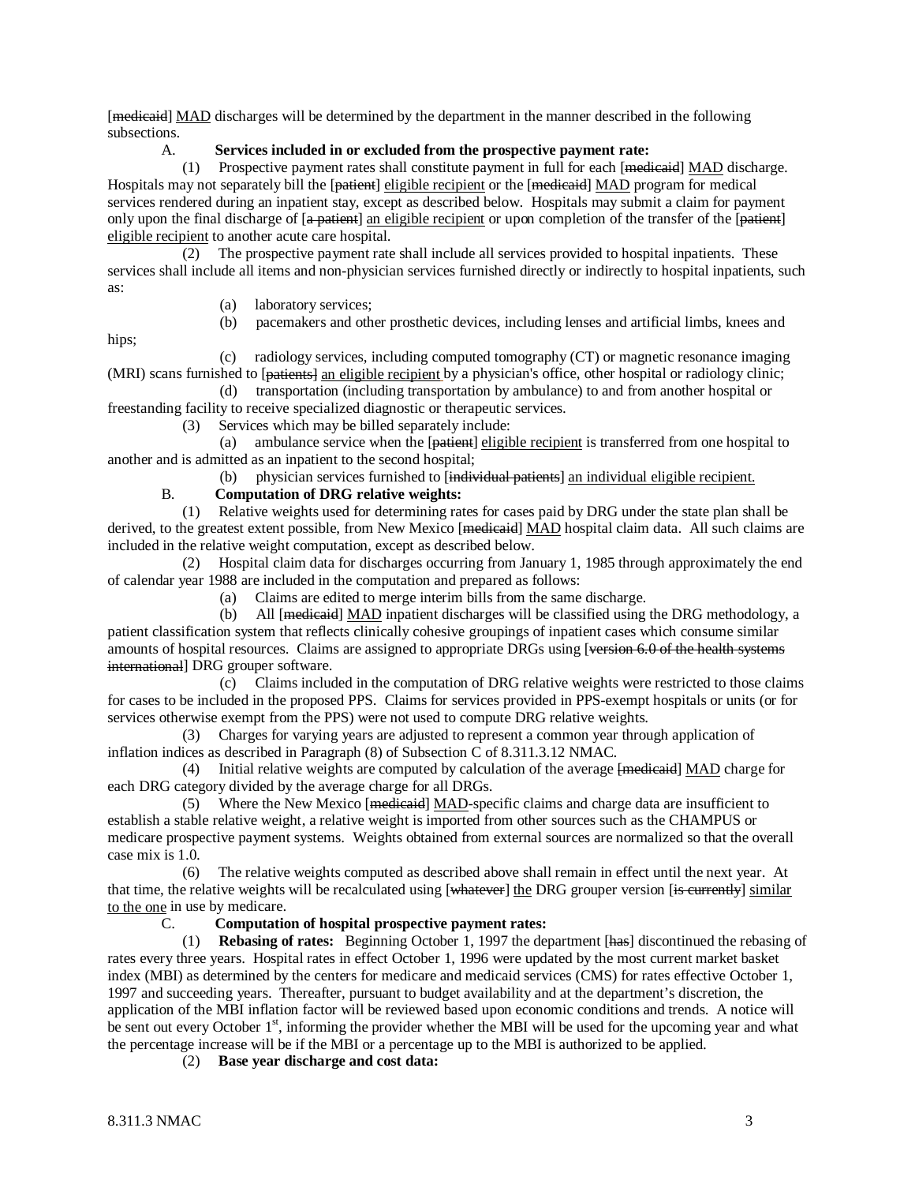[~~medicaid~~] MAD discharges will be determined by the department in the manner described in the following subsections.

A. **Services included in or excluded from the prospective payment rate:**

(1) Prospective payment rates shall constitute payment in full for each [~~medicaid~~] MAD discharge. Hospitals may not separately bill the [~~patient~~] eligible recipient or the [~~medicaid~~] MAD program for medical services rendered during an inpatient stay, except as described below. Hospitals may submit a claim for payment only upon the final discharge of [~~a patient~~] an eligible recipient or upon completion of the transfer of the [~~patient~~] eligible recipient to another acute care hospital.

(2) The prospective payment rate shall include all services provided to hospital inpatients. These services shall include all items and non-physician services furnished directly or indirectly to hospital inpatients, such as:

(a) laboratory services;

(b) pacemakers and other prosthetic devices, including lenses and artificial limbs, knees and hips;

(c) radiology services, including computed tomography (CT) or magnetic resonance imaging (MRI) scans furnished to [~~patients~~] an eligible recipient by a physician's office, other hospital or radiology clinic;

(d) transportation (including transportation by ambulance) to and from another hospital or freestanding facility to receive specialized diagnostic or therapeutic services.

(3) Services which may be billed separately include:

(a) ambulance service when the [~~patient~~] eligible recipient is transferred from one hospital to another and is admitted as an inpatient to the second hospital;

(b) physician services furnished to [~~individual patients~~] an individual eligible recipient.

B. **Computation of DRG relative weights:**

(1) Relative weights used for determining rates for cases paid by DRG under the state plan shall be derived, to the greatest extent possible, from New Mexico [~~medicaid~~] MAD hospital claim data. All such claims are included in the relative weight computation, except as described below.

(2) Hospital claim data for discharges occurring from January 1, 1985 through approximately the end of calendar year 1988 are included in the computation and prepared as follows:

(a) Claims are edited to merge interim bills from the same discharge.

(b) All [~~medicaid~~] MAD inpatient discharges will be classified using the DRG methodology, a patient classification system that reflects clinically cohesive groupings of inpatient cases which consume similar amounts of hospital resources. Claims are assigned to appropriate DRGs using [~~version 6.0 of the health systems international~~] DRG grouper software.

(c) Claims included in the computation of DRG relative weights were restricted to those claims for cases to be included in the proposed PPS. Claims for services provided in PPS-exempt hospitals or units (or for services otherwise exempt from the PPS) were not used to compute DRG relative weights.

(3) Charges for varying years are adjusted to represent a common year through application of inflation indices as described in Paragraph (8) of Subsection C of 8.311.3.12 NMAC.

(4) Initial relative weights are computed by calculation of the average [~~medicaid~~] MAD charge for each DRG category divided by the average charge for all DRGs.

(5) Where the New Mexico [~~medicaid~~] MAD-specific claims and charge data are insufficient to establish a stable relative weight, a relative weight is imported from other sources such as the CHAMPUS or medicare prospective payment systems. Weights obtained from external sources are normalized so that the overall case mix is 1.0.

(6) The relative weights computed as described above shall remain in effect until the next year. At that time, the relative weights will be recalculated using [~~whatever~~] the DRG grouper version [~~is currently~~] similar to the one in use by medicare.

C. **Computation of hospital prospective payment rates:**

(1) **Rebasing of rates:** Beginning October 1, 1997 the department [~~has~~] discontinued the rebasing of rates every three years. Hospital rates in effect October 1, 1996 were updated by the most current market basket index (MBI) as determined by the centers for medicare and medicaid services (CMS) for rates effective October 1, 1997 and succeeding years. Thereafter, pursuant to budget availability and at the department's discretion, the application of the MBI inflation factor will be reviewed based upon economic conditions and trends. A notice will be sent out every October 1st, informing the provider whether the MBI will be used for the upcoming year and what the percentage increase will be if the MBI or a percentage up to the MBI is authorized to be applied.

(2) **Base year discharge and cost data:**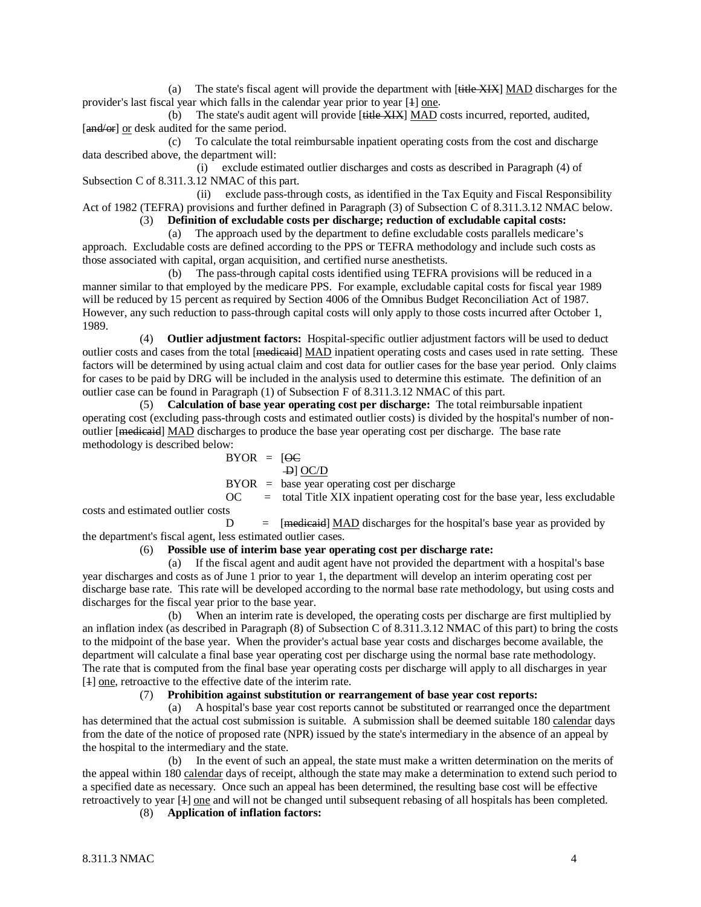(a) The state's fiscal agent will provide the department with [~~title XIX~~] <u>MAD</u> discharges for the provider's last fiscal year which falls in the calendar year prior to year [~~1~~] <u>one</u>.

(b) The state's audit agent will provide [~~title XIX~~] <u>MAD</u> costs incurred, reported, audited, [~~and/or~~] <u>or</u> desk audited for the same period.

(c) To calculate the total reimbursable inpatient operating costs from the cost and discharge data described above, the department will:

(i) exclude estimated outlier discharges and costs as described in Paragraph (4) of Subsection C of 8.311.3.12 NMAC of this part.

(ii) exclude pass-through costs, as identified in the Tax Equity and Fiscal Responsibility Act of 1982 (TEFRA) provisions and further defined in Paragraph (3) of Subsection C of 8.311.3.12 NMAC below.

(3) **Definition of excludable costs per discharge; reduction of excludable capital costs:**

(a) The approach used by the department to define excludable costs parallels medicare's approach. Excludable costs are defined according to the PPS or TEFRA methodology and include such costs as those associated with capital, organ acquisition, and certified nurse anesthetists.

(b) The pass-through capital costs identified using TEFRA provisions will be reduced in a manner similar to that employed by the medicare PPS. For example, excludable capital costs for fiscal year 1989 will be reduced by 15 percent as required by Section 4006 of the Omnibus Budget Reconciliation Act of 1987. However, any such reduction to pass-through capital costs will only apply to those costs incurred after October 1, 1989.

(4) **Outlier adjustment factors:** Hospital-specific outlier adjustment factors will be used to deduct outlier costs and cases from the total [~~medicaid~~] <u>MAD</u> inpatient operating costs and cases used in rate setting. These factors will be determined by using actual claim and cost data for outlier cases for the base year period. Only claims for cases to be paid by DRG will be included in the analysis used to determine this estimate. The definition of an outlier case can be found in Paragraph (1) of Subsection F of 8.311.3.12 NMAC of this part.

(5) **Calculation of base year operating cost per discharge:** The total reimbursable inpatient operating cost (excluding pass-through costs and estimated outlier costs) is divided by the hospital's number of non-outlier [~~medicaid~~] <u>MAD</u> discharges to produce the base year operating cost per discharge. The base rate methodology is described below:

BYOR = [~~OC~~
~~D~~] <u>OC/D</u>

BYOR = base year operating cost per discharge

OC = total Title XIX inpatient operating cost for the base year, less excludable costs and estimated outlier costs

D = [~~medicaid~~] <u>MAD</u> discharges for the hospital's base year as provided by the department's fiscal agent, less estimated outlier cases.

(6) **Possible use of interim base year operating cost per discharge rate:**

(a) If the fiscal agent and audit agent have not provided the department with a hospital's base year discharges and costs as of June 1 prior to year 1, the department will develop an interim operating cost per discharge base rate. This rate will be developed according to the normal base rate methodology, but using costs and discharges for the fiscal year prior to the base year.

(b) When an interim rate is developed, the operating costs per discharge are first multiplied by an inflation index (as described in Paragraph (8) of Subsection C of 8.311.3.12 NMAC of this part) to bring the costs to the midpoint of the base year. When the provider's actual base year costs and discharges become available, the department will calculate a final base year operating cost per discharge using the normal base rate methodology. The rate that is computed from the final base year operating costs per discharge will apply to all discharges in year [~~1~~] <u>one</u>, retroactive to the effective date of the interim rate.

(7) **Prohibition against substitution or rearrangement of base year cost reports:**

(a) A hospital's base year cost reports cannot be substituted or rearranged once the department has determined that the actual cost submission is suitable. A submission shall be deemed suitable 180 <u>calendar</u> days from the date of the notice of proposed rate (NPR) issued by the state's intermediary in the absence of an appeal by the hospital to the intermediary and the state.

(b) In the event of such an appeal, the state must make a written determination on the merits of the appeal within 180 <u>calendar</u> days of receipt, although the state may make a determination to extend such period to a specified date as necessary. Once such an appeal has been determined, the resulting base cost will be effective retroactively to year [~~1~~] <u>one</u> and will not be changed until subsequent rebasing of all hospitals has been completed.

(8) **Application of inflation factors:**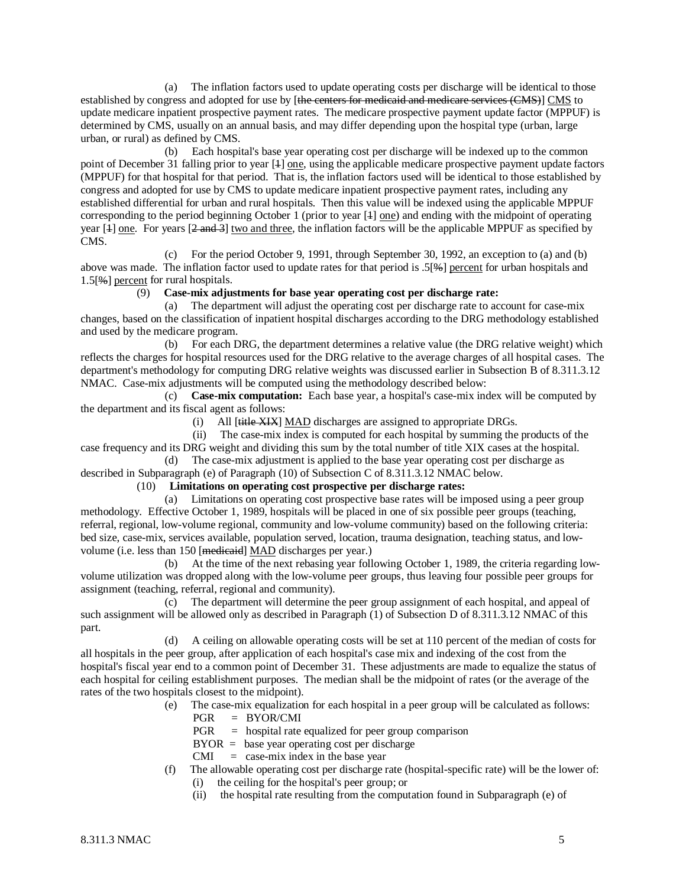(a) The inflation factors used to update operating costs per discharge will be identical to those established by congress and adopted for use by [~~the centers for medicaid and medicare services (CMS)~~] CMS to update medicare inpatient prospective payment rates. The medicare prospective payment update factor (MPPUF) is determined by CMS, usually on an annual basis, and may differ depending upon the hospital type (urban, large urban, or rural) as defined by CMS.

(b) Each hospital's base year operating cost per discharge will be indexed up to the common point of December 31 falling prior to year [~~1~~] one, using the applicable medicare prospective payment update factors (MPPUF) for that hospital for that period. That is, the inflation factors used will be identical to those established by congress and adopted for use by CMS to update medicare inpatient prospective payment rates, including any established differential for urban and rural hospitals. Then this value will be indexed using the applicable MPPUF corresponding to the period beginning October 1 (prior to year [~~1~~] one) and ending with the midpoint of operating year [~~1~~] one. For years [~~2 and 3~~] two and three, the inflation factors will be the applicable MPPUF as specified by CMS.

(c) For the period October 9, 1991, through September 30, 1992, an exception to (a) and (b) above was made. The inflation factor used to update rates for that period is .5[~~%~~] percent for urban hospitals and 1.5[~~%~~] percent for rural hospitals.

(9) **Case-mix adjustments for base year operating cost per discharge rate:**

(a) The department will adjust the operating cost per discharge rate to account for case-mix changes, based on the classification of inpatient hospital discharges according to the DRG methodology established and used by the medicare program.

(b) For each DRG, the department determines a relative value (the DRG relative weight) which reflects the charges for hospital resources used for the DRG relative to the average charges of all hospital cases. The department's methodology for computing DRG relative weights was discussed earlier in Subsection B of 8.311.3.12 NMAC. Case-mix adjustments will be computed using the methodology described below:

(c) **Case-mix computation:** Each base year, a hospital's case-mix index will be computed by the department and its fiscal agent as follows:

(i) All [~~title XIX~~] MAD discharges are assigned to appropriate DRGs.

(ii) The case-mix index is computed for each hospital by summing the products of the case frequency and its DRG weight and dividing this sum by the total number of title XIX cases at the hospital.

(d) The case-mix adjustment is applied to the base year operating cost per discharge as described in Subparagraph (e) of Paragraph (10) of Subsection C of 8.311.3.12 NMAC below.

(10) **Limitations on operating cost prospective per discharge rates:**

(a) Limitations on operating cost prospective base rates will be imposed using a peer group methodology. Effective October 1, 1989, hospitals will be placed in one of six possible peer groups (teaching, referral, regional, low-volume regional, community and low-volume community) based on the following criteria: bed size, case-mix, services available, population served, location, trauma designation, teaching status, and low-volume (i.e. less than 150 [~~medicaid~~] MAD discharges per year.)

(b) At the time of the next rebasing year following October 1, 1989, the criteria regarding low-volume utilization was dropped along with the low-volume peer groups, thus leaving four possible peer groups for assignment (teaching, referral, regional and community).

(c) The department will determine the peer group assignment of each hospital, and appeal of such assignment will be allowed only as described in Paragraph (1) of Subsection D of 8.311.3.12 NMAC of this part.

(d) A ceiling on allowable operating costs will be set at 110 percent of the median of costs for all hospitals in the peer group, after application of each hospital's case mix and indexing of the cost from the hospital's fiscal year end to a common point of December 31. These adjustments are made to equalize the status of each hospital for ceiling establishment purposes. The median shall be the midpoint of rates (or the average of the rates of the two hospitals closest to the midpoint).

(e) The case-mix equalization for each hospital in a peer group will be calculated as follows:

PGR = BYOR/CMI

PGR = hospital rate equalized for peer group comparison

BYOR = base year operating cost per discharge

CMI = case-mix index in the base year

(f) The allowable operating cost per discharge rate (hospital-specific rate) will be the lower of:

(i) the ceiling for the hospital's peer group; or

(ii) the hospital rate resulting from the computation found in Subparagraph (e) of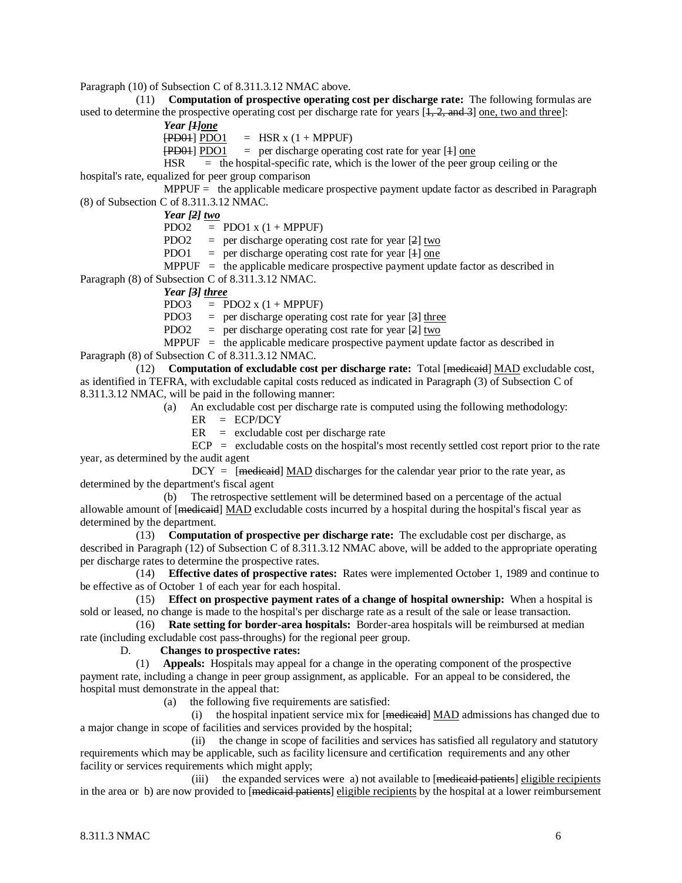Paragraph (10) of Subsection C of 8.311.3.12 NMAC above.

(11) **Computation of prospective operating cost per discharge rate:** The following formulas are used to determine the prospective operating cost per discharge rate for years [~~1, 2, and 3~~] <u>one, two and three</u>:

***Year [~~1~~]<u>one</u>***

[~~PD01~~] <u>PDO1</u> = HSR x (1 + MPPUF)

[~~PD01~~] <u>PDO1</u> = per discharge operating cost rate for year [~~1~~] <u>one</u>

HSR = the hospital-specific rate, which is the lower of the peer group ceiling or the hospital's rate, equalized for peer group comparison

MPPUF = the applicable medicare prospective payment update factor as described in Paragraph (8) of Subsection C of 8.311.3.12 NMAC.

***Year [~~2~~] <u>two</u>***

PDO2 = PDO1 x (1 + MPPUF)

PDO2 = per discharge operating cost rate for year [~~2~~] <u>two</u>

PDO1 = per discharge operating cost rate for year [~~1~~] <u>one</u>

MPPUF = the applicable medicare prospective payment update factor as described in Paragraph (8) of Subsection C of 8.311.3.12 NMAC.

***Year [~~3~~] <u>three</u>***

PDO3 = PDO2 x (1 + MPPUF)

PDO3 = per discharge operating cost rate for year [~~3~~] <u>three</u>

PDO2 = per discharge operating cost rate for year [~~2~~] <u>two</u>

MPPUF = the applicable medicare prospective payment update factor as described in Paragraph (8) of Subsection C of 8.311.3.12 NMAC.

(12) **Computation of excludable cost per discharge rate:** Total [~~medicaid~~] <u>MAD</u> excludable cost, as identified in TEFRA, with excludable capital costs reduced as indicated in Paragraph (3) of Subsection C of 8.311.3.12 NMAC, will be paid in the following manner:

(a) An excludable cost per discharge rate is computed using the following methodology:

ER = ECP/DCY

ER = excludable cost per discharge rate

ECP = excludable costs on the hospital's most recently settled cost report prior to the rate year, as determined by the audit agent

DCY = [~~medicaid~~] <u>MAD</u> discharges for the calendar year prior to the rate year, as determined by the department's fiscal agent

(b) The retrospective settlement will be determined based on a percentage of the actual allowable amount of [~~medicaid~~] <u>MAD</u> excludable costs incurred by a hospital during the hospital's fiscal year as determined by the department.

(13) **Computation of prospective per discharge rate:** The excludable cost per discharge, as described in Paragraph (12) of Subsection C of 8.311.3.12 NMAC above, will be added to the appropriate operating per discharge rates to determine the prospective rates.

(14) **Effective dates of prospective rates:** Rates were implemented October 1, 1989 and continue to be effective as of October 1 of each year for each hospital.

(15) **Effect on prospective payment rates of a change of hospital ownership:** When a hospital is sold or leased, no change is made to the hospital's per discharge rate as a result of the sale or lease transaction.

(16) **Rate setting for border-area hospitals:** Border-area hospitals will be reimbursed at median rate (including excludable cost pass-throughs) for the regional peer group.

D. **Changes to prospective rates:**

(1) **Appeals:** Hospitals may appeal for a change in the operating component of the prospective payment rate, including a change in peer group assignment, as applicable. For an appeal to be considered, the hospital must demonstrate in the appeal that:

(a) the following five requirements are satisfied:

(i) the hospital inpatient service mix for [~~medicaid~~] <u>MAD</u> admissions has changed due to a major change in scope of facilities and services provided by the hospital;

(ii) the change in scope of facilities and services has satisfied all regulatory and statutory requirements which may be applicable, such as facility licensure and certification requirements and any other facility or services requirements which might apply;

(iii) the expanded services were a) not available to [~~medicaid patients~~] <u>eligible recipients</u> in the area or b) are now provided to [~~medicaid patients~~] <u>eligible recipients</u> by the hospital at a lower reimbursement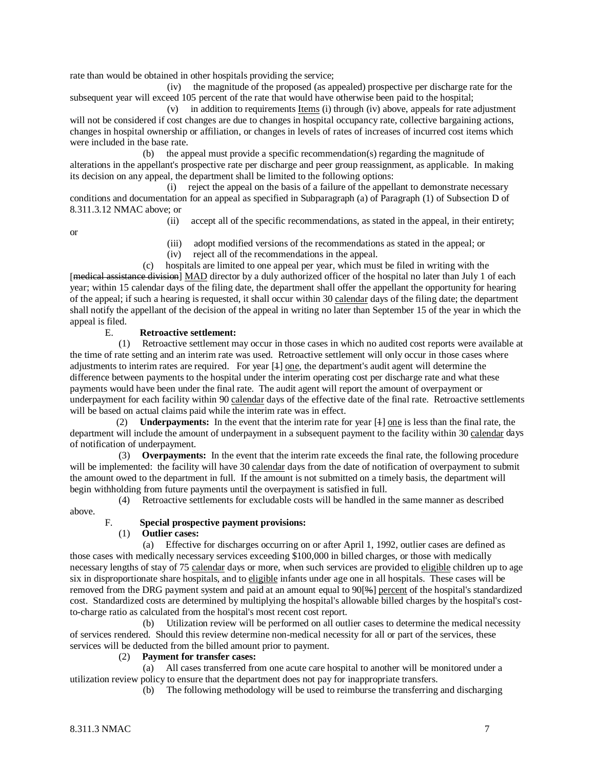rate than would be obtained in other hospitals providing the service;

(iv) the magnitude of the proposed (as appealed) prospective per discharge rate for the subsequent year will exceed 105 percent of the rate that would have otherwise been paid to the hospital;

(v) in addition to requirements Items (i) through (iv) above, appeals for rate adjustment will not be considered if cost changes are due to changes in hospital occupancy rate, collective bargaining actions, changes in hospital ownership or affiliation, or changes in levels of rates of increases of incurred cost items which were included in the base rate.

(b) the appeal must provide a specific recommendation(s) regarding the magnitude of alterations in the appellant's prospective rate per discharge and peer group reassignment, as applicable. In making its decision on any appeal, the department shall be limited to the following options:

(i) reject the appeal on the basis of a failure of the appellant to demonstrate necessary conditions and documentation for an appeal as specified in Subparagraph (a) of Paragraph (1) of Subsection D of 8.311.3.12 NMAC above; or

(ii) accept all of the specific recommendations, as stated in the appeal, in their entirety; or

(iii) adopt modified versions of the recommendations as stated in the appeal; or

(iv) reject all of the recommendations in the appeal.

(c) hospitals are limited to one appeal per year, which must be filed in writing with the [~~medical assistance division~~] MAD director by a duly authorized officer of the hospital no later than July 1 of each year; within 15 calendar days of the filing date, the department shall offer the appellant the opportunity for hearing of the appeal; if such a hearing is requested, it shall occur within 30 calendar days of the filing date; the department shall notify the appellant of the decision of the appeal in writing no later than September 15 of the year in which the appeal is filed.

E. **Retroactive settlement:**

(1) Retroactive settlement may occur in those cases in which no audited cost reports were available at the time of rate setting and an interim rate was used. Retroactive settlement will only occur in those cases where adjustments to interim rates are required. For year [~~1~~] one, the department's audit agent will determine the difference between payments to the hospital under the interim operating cost per discharge rate and what these payments would have been under the final rate. The audit agent will report the amount of overpayment or underpayment for each facility within 90 calendar days of the effective date of the final rate. Retroactive settlements will be based on actual claims paid while the interim rate was in effect.

(2) **Underpayments:** In the event that the interim rate for year [~~1~~] one is less than the final rate, the department will include the amount of underpayment in a subsequent payment to the facility within 30 calendar days of notification of underpayment.

(3) **Overpayments:** In the event that the interim rate exceeds the final rate, the following procedure will be implemented: the facility will have 30 calendar days from the date of notification of overpayment to submit the amount owed to the department in full. If the amount is not submitted on a timely basis, the department will begin withholding from future payments until the overpayment is satisfied in full.

(4) Retroactive settlements for excludable costs will be handled in the same manner as described above.

F. **Special prospective payment provisions:**

(1) **Outlier cases:**

(a) Effective for discharges occurring on or after April 1, 1992, outlier cases are defined as those cases with medically necessary services exceeding $100,000 in billed charges, or those with medically necessary lengths of stay of 75 calendar days or more, when such services are provided to eligible children up to age six in disproportionate share hospitals, and to eligible infants under age one in all hospitals. These cases will be removed from the DRG payment system and paid at an amount equal to 90[~~%~~] percent of the hospital's standardized cost. Standardized costs are determined by multiplying the hospital's allowable billed charges by the hospital's cost-to-charge ratio as calculated from the hospital's most recent cost report.

(b) Utilization review will be performed on all outlier cases to determine the medical necessity of services rendered. Should this review determine non-medical necessity for all or part of the services, these services will be deducted from the billed amount prior to payment.

(2) **Payment for transfer cases:**

(a) All cases transferred from one acute care hospital to another will be monitored under a utilization review policy to ensure that the department does not pay for inappropriate transfers.

(b) The following methodology will be used to reimburse the transferring and discharging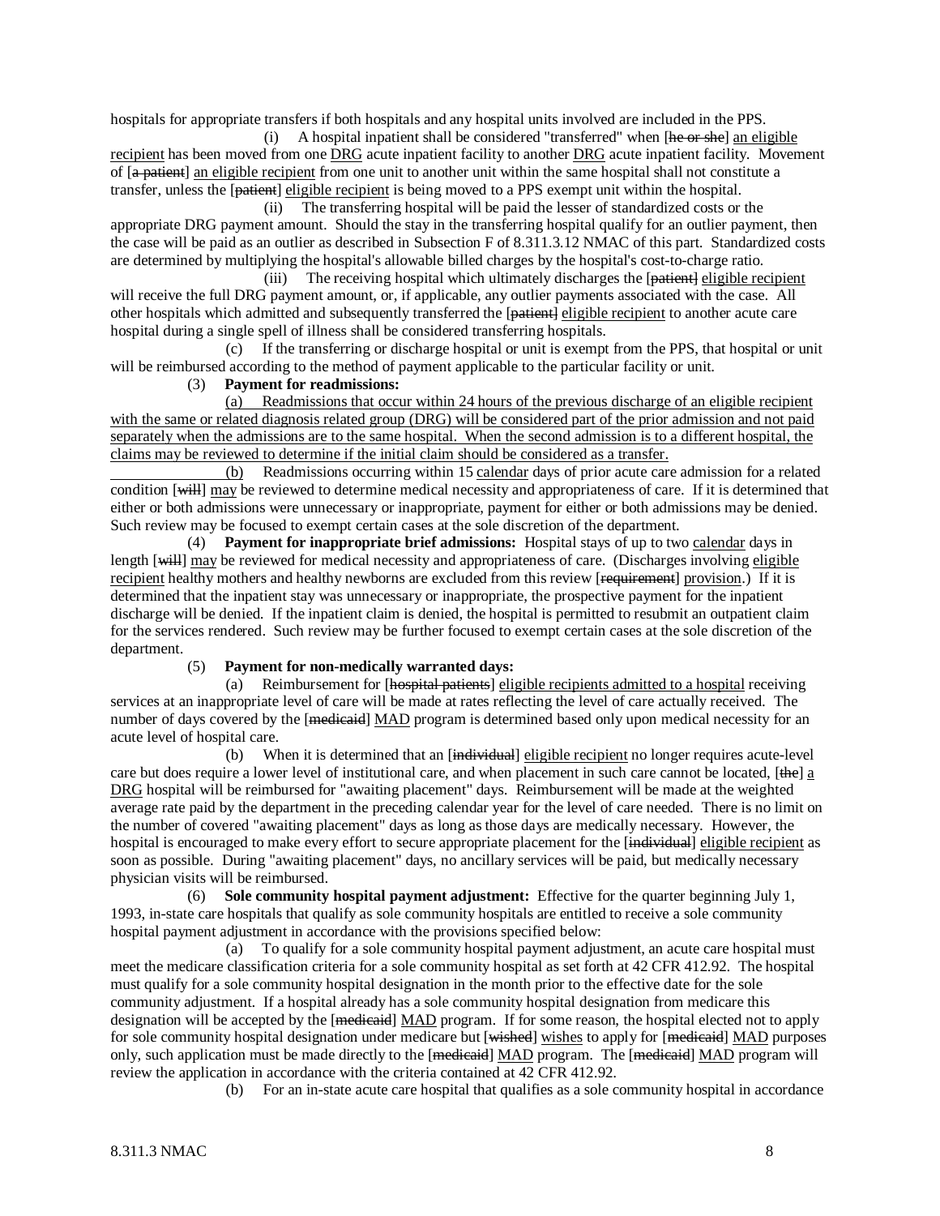hospitals for appropriate transfers if both hospitals and any hospital units involved are included in the PPS.

(i) A hospital inpatient shall be considered "transferred" when [~~he or she~~] <u>an eligible recipient</u> has been moved from one <u>DRG</u> acute inpatient facility to another <u>DRG</u> acute inpatient facility. Movement of [~~a patient~~] <u>an eligible recipient</u> from one unit to another unit within the same hospital shall not constitute a transfer, unless the [~~patient~~] <u>eligible recipient</u> is being moved to a PPS exempt unit within the hospital.

(ii) The transferring hospital will be paid the lesser of standardized costs or the appropriate DRG payment amount. Should the stay in the transferring hospital qualify for an outlier payment, then the case will be paid as an outlier as described in Subsection F of 8.311.3.12 NMAC of this part. Standardized costs are determined by multiplying the hospital's allowable billed charges by the hospital's cost-to-charge ratio.

(iii) The receiving hospital which ultimately discharges the [~~patient~~] <u>eligible recipient</u> will receive the full DRG payment amount, or, if applicable, any outlier payments associated with the case. All other hospitals which admitted and subsequently transferred the [~~patient~~] <u>eligible recipient</u> to another acute care hospital during a single spell of illness shall be considered transferring hospitals.

(c) If the transferring or discharge hospital or unit is exempt from the PPS, that hospital or unit will be reimbursed according to the method of payment applicable to the particular facility or unit.

(3) **Payment for readmissions:**

<u>(a) Readmissions that occur within 24 hours of the previous discharge of an eligible recipient with the same or related diagnosis related group (DRG) will be considered part of the prior admission and not paid separately when the admissions are to the same hospital. When the second admission is to a different hospital, the claims may be reviewed to determine if the initial claim should be considered as a transfer.</u>

<u>(b)</u> Readmissions occurring within 15 <u>calendar</u> days of prior acute care admission for a related condition [~~will~~] <u>may</u> be reviewed to determine medical necessity and appropriateness of care. If it is determined that either or both admissions were unnecessary or inappropriate, payment for either or both admissions may be denied. Such review may be focused to exempt certain cases at the sole discretion of the department.

(4) **Payment for inappropriate brief admissions:** Hospital stays of up to two <u>calendar</u> days in length [~~will~~] <u>may</u> be reviewed for medical necessity and appropriateness of care. (Discharges involving <u>eligible recipient</u> healthy mothers and healthy newborns are excluded from this review [~~requirement~~] <u>provision</u>.) If it is determined that the inpatient stay was unnecessary or inappropriate, the prospective payment for the inpatient discharge will be denied. If the inpatient claim is denied, the hospital is permitted to resubmit an outpatient claim for the services rendered. Such review may be further focused to exempt certain cases at the sole discretion of the department.

(5) **Payment for non-medically warranted days:**

(a) Reimbursement for [~~hospital patients~~] <u>eligible recipients admitted to a hospital</u> receiving services at an inappropriate level of care will be made at rates reflecting the level of care actually received. The number of days covered by the [~~medicaid~~] <u>MAD</u> program is determined based only upon medical necessity for an acute level of hospital care.

(b) When it is determined that an [~~individual~~] <u>eligible recipient</u> no longer requires acute-level care but does require a lower level of institutional care, and when placement in such care cannot be located, [~~the~~] <u>a DRG</u> hospital will be reimbursed for "awaiting placement" days. Reimbursement will be made at the weighted average rate paid by the department in the preceding calendar year for the level of care needed. There is no limit on the number of covered "awaiting placement" days as long as those days are medically necessary. However, the hospital is encouraged to make every effort to secure appropriate placement for the [~~individual~~] <u>eligible recipient</u> as soon as possible. During "awaiting placement" days, no ancillary services will be paid, but medically necessary physician visits will be reimbursed.

(6) **Sole community hospital payment adjustment:** Effective for the quarter beginning July 1, 1993, in-state care hospitals that qualify as sole community hospitals are entitled to receive a sole community hospital payment adjustment in accordance with the provisions specified below:

(a) To qualify for a sole community hospital payment adjustment, an acute care hospital must meet the medicare classification criteria for a sole community hospital as set forth at 42 CFR 412.92. The hospital must qualify for a sole community hospital designation in the month prior to the effective date for the sole community adjustment. If a hospital already has a sole community hospital designation from medicare this designation will be accepted by the [~~medicaid~~] <u>MAD</u> program. If for some reason, the hospital elected not to apply for sole community hospital designation under medicare but [~~wished~~] <u>wishes</u> to apply for [~~medicaid~~] <u>MAD</u> purposes only, such application must be made directly to the [~~medicaid~~] <u>MAD</u> program. The [~~medicaid~~] <u>MAD</u> program will review the application in accordance with the criteria contained at 42 CFR 412.92.

(b) For an in-state acute care hospital that qualifies as a sole community hospital in accordance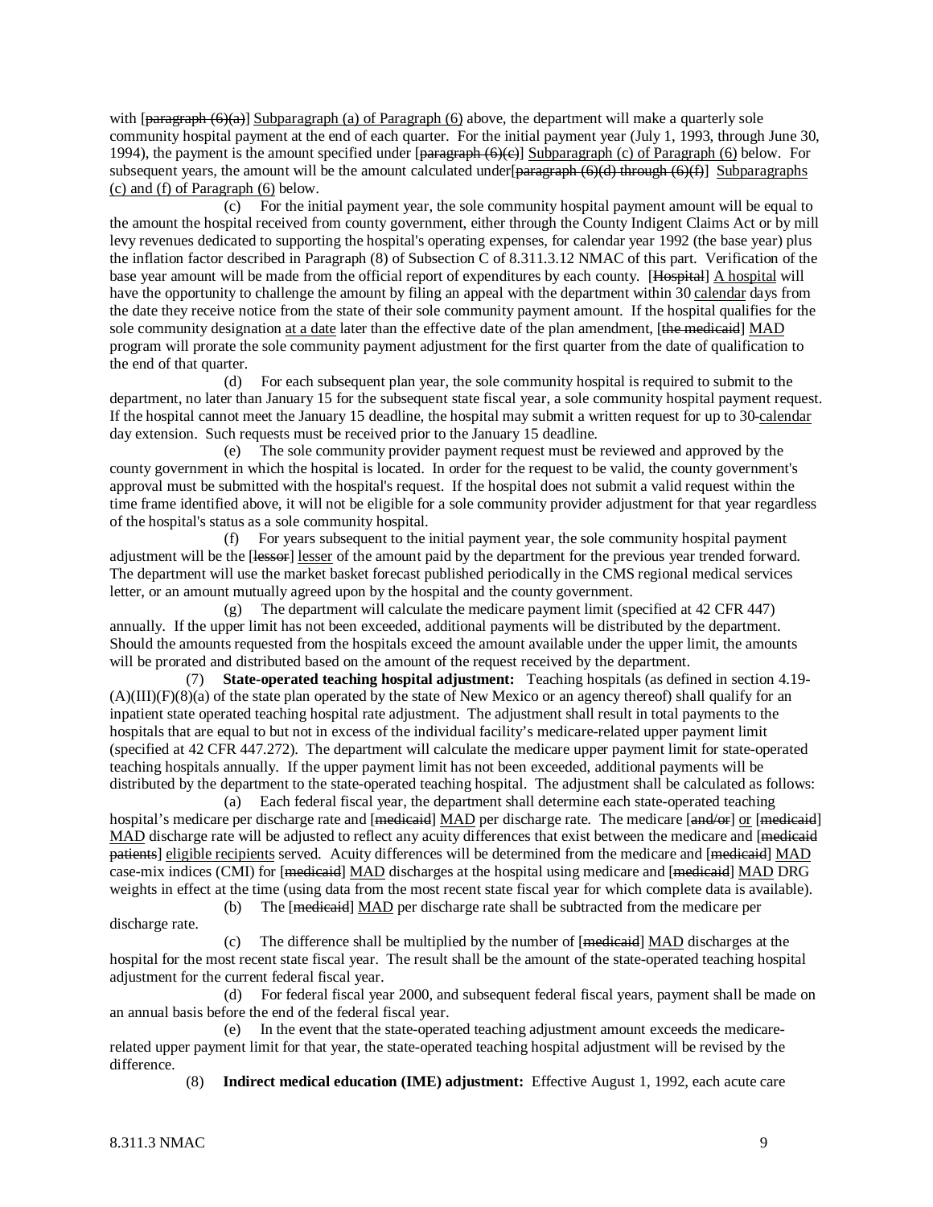with [~~paragraph (6)(a)~~] Subparagraph (a) of Paragraph (6) above, the department will make a quarterly sole community hospital payment at the end of each quarter. For the initial payment year (July 1, 1993, through June 30, 1994), the payment is the amount specified under [~~paragraph (6)(c)~~] Subparagraph (c) of Paragraph (6) below. For subsequent years, the amount will be the amount calculated under[~~paragraph (6)(d) through (6)(f)~~] Subparagraphs (c) and (f) of Paragraph (6) below.

(c) For the initial payment year, the sole community hospital payment amount will be equal to the amount the hospital received from county government, either through the County Indigent Claims Act or by mill levy revenues dedicated to supporting the hospital's operating expenses, for calendar year 1992 (the base year) plus the inflation factor described in Paragraph (8) of Subsection C of 8.311.3.12 NMAC of this part. Verification of the base year amount will be made from the official report of expenditures by each county. [~~Hospital~~] A hospital will have the opportunity to challenge the amount by filing an appeal with the department within 30 calendar days from the date they receive notice from the state of their sole community payment amount. If the hospital qualifies for the sole community designation at a date later than the effective date of the plan amendment, [~~the medicaid~~] MAD program will prorate the sole community payment adjustment for the first quarter from the date of qualification to the end of that quarter.

(d) For each subsequent plan year, the sole community hospital is required to submit to the department, no later than January 15 for the subsequent state fiscal year, a sole community hospital payment request. If the hospital cannot meet the January 15 deadline, the hospital may submit a written request for up to 30-calendar day extension. Such requests must be received prior to the January 15 deadline.

(e) The sole community provider payment request must be reviewed and approved by the county government in which the hospital is located. In order for the request to be valid, the county government's approval must be submitted with the hospital's request. If the hospital does not submit a valid request within the time frame identified above, it will not be eligible for a sole community provider adjustment for that year regardless of the hospital's status as a sole community hospital.

(f) For years subsequent to the initial payment year, the sole community hospital payment adjustment will be the [~~lessor~~] lesser of the amount paid by the department for the previous year trended forward. The department will use the market basket forecast published periodically in the CMS regional medical services letter, or an amount mutually agreed upon by the hospital and the county government.

(g) The department will calculate the medicare payment limit (specified at 42 CFR 447) annually. If the upper limit has not been exceeded, additional payments will be distributed by the department. Should the amounts requested from the hospitals exceed the amount available under the upper limit, the amounts will be prorated and distributed based on the amount of the request received by the department.

(7) **State-operated teaching hospital adjustment:** Teaching hospitals (as defined in section 4.19-(A)(III)(F)(8)(a) of the state plan operated by the state of New Mexico or an agency thereof) shall qualify for an inpatient state operated teaching hospital rate adjustment. The adjustment shall result in total payments to the hospitals that are equal to but not in excess of the individual facility's medicare-related upper payment limit (specified at 42 CFR 447.272). The department will calculate the medicare upper payment limit for state-operated teaching hospitals annually. If the upper payment limit has not been exceeded, additional payments will be distributed by the department to the state-operated teaching hospital. The adjustment shall be calculated as follows:

(a) Each federal fiscal year, the department shall determine each state-operated teaching hospital's medicare per discharge rate and [~~medicaid~~] MAD per discharge rate. The medicare [~~and/or~~] or [~~medicaid~~] MAD discharge rate will be adjusted to reflect any acuity differences that exist between the medicare and [~~medicaid patients~~] eligible recipients served. Acuity differences will be determined from the medicare and [~~medicaid~~] MAD case-mix indices (CMI) for [~~medicaid~~] MAD discharges at the hospital using medicare and [~~medicaid~~] MAD DRG weights in effect at the time (using data from the most recent state fiscal year for which complete data is available).

(b) The [~~medicaid~~] MAD per discharge rate shall be subtracted from the medicare per discharge rate.

(c) The difference shall be multiplied by the number of [~~medicaid~~] MAD discharges at the hospital for the most recent state fiscal year. The result shall be the amount of the state-operated teaching hospital adjustment for the current federal fiscal year.

(d) For federal fiscal year 2000, and subsequent federal fiscal years, payment shall be made on an annual basis before the end of the federal fiscal year.

(e) In the event that the state-operated teaching adjustment amount exceeds the medicare-related upper payment limit for that year, the state-operated teaching hospital adjustment will be revised by the difference.

(8) **Indirect medical education (IME) adjustment:** Effective August 1, 1992, each acute care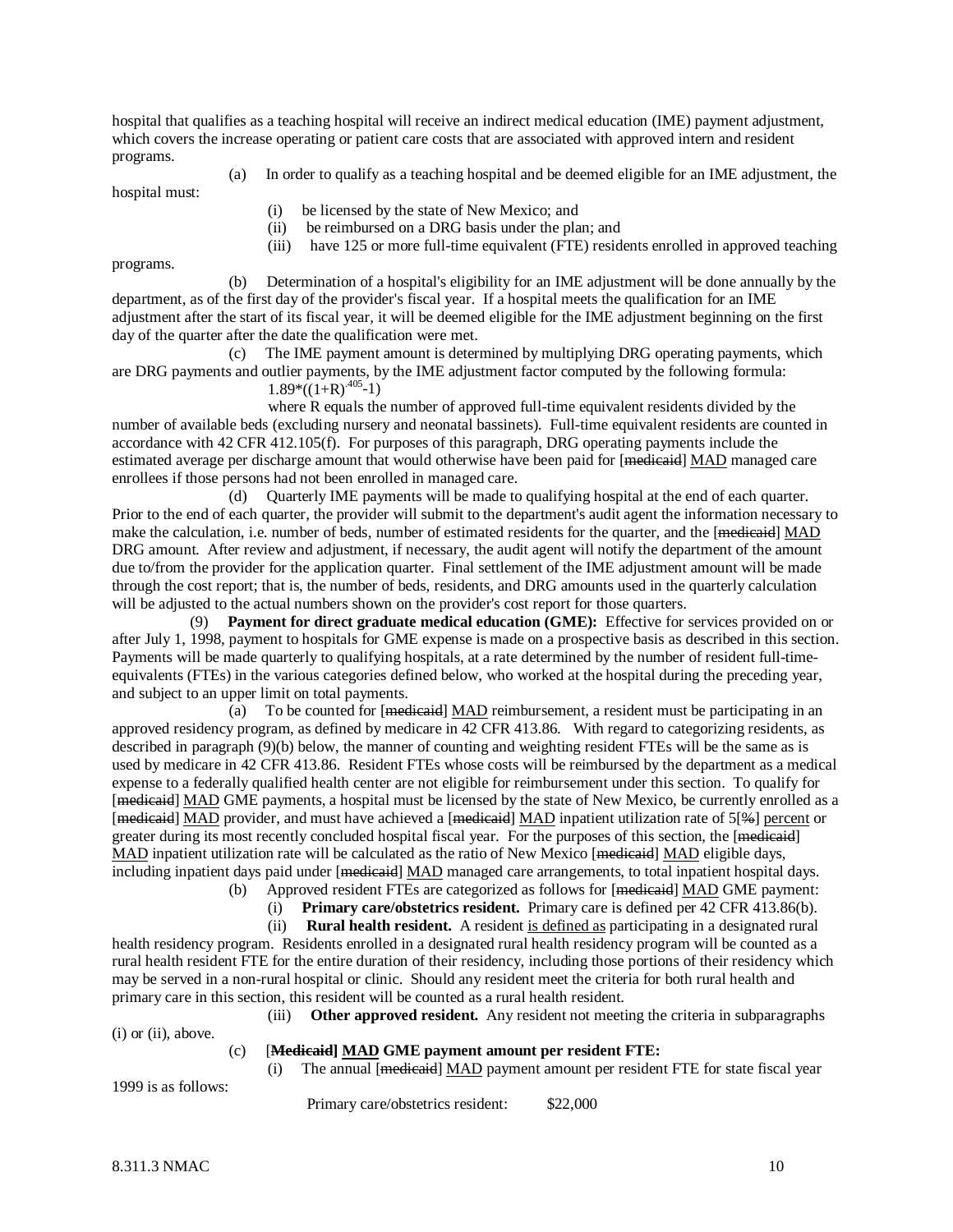hospital that qualifies as a teaching hospital will receive an indirect medical education (IME) payment adjustment, which covers the increase operating or patient care costs that are associated with approved intern and resident programs.

(a) In order to qualify as a teaching hospital and be deemed eligible for an IME adjustment, the hospital must:

(i) be licensed by the state of New Mexico; and

(ii) be reimbursed on a DRG basis under the plan; and

(iii) have 125 or more full-time equivalent (FTE) residents enrolled in approved teaching programs.

(b) Determination of a hospital's eligibility for an IME adjustment will be done annually by the department, as of the first day of the provider's fiscal year. If a hospital meets the qualification for an IME adjustment after the start of its fiscal year, it will be deemed eligible for the IME adjustment beginning on the first day of the quarter after the date the qualification were met.

(c) The IME payment amount is determined by multiplying DRG operating payments, which are DRG payments and outlier payments, by the IME adjustment factor computed by the following formula:

$1.89*((1+R)^{.405}-1)$

where R equals the number of approved full-time equivalent residents divided by the number of available beds (excluding nursery and neonatal bassinets). Full-time equivalent residents are counted in accordance with 42 CFR 412.105(f). For purposes of this paragraph, DRG operating payments include the estimated average per discharge amount that would otherwise have been paid for [~~medicaid~~] MAD managed care enrollees if those persons had not been enrolled in managed care.

(d) Quarterly IME payments will be made to qualifying hospital at the end of each quarter. Prior to the end of each quarter, the provider will submit to the department's audit agent the information necessary to make the calculation, i.e. number of beds, number of estimated residents for the quarter, and the [~~medicaid~~] MAD DRG amount. After review and adjustment, if necessary, the audit agent will notify the department of the amount due to/from the provider for the application quarter. Final settlement of the IME adjustment amount will be made through the cost report; that is, the number of beds, residents, and DRG amounts used in the quarterly calculation will be adjusted to the actual numbers shown on the provider's cost report for those quarters.

(9) **Payment for direct graduate medical education (GME):** Effective for services provided on or after July 1, 1998, payment to hospitals for GME expense is made on a prospective basis as described in this section. Payments will be made quarterly to qualifying hospitals, at a rate determined by the number of resident full-time-equivalents (FTEs) in the various categories defined below, who worked at the hospital during the preceding year, and subject to an upper limit on total payments.

(a) To be counted for [~~medicaid~~] MAD reimbursement, a resident must be participating in an approved residency program, as defined by medicare in 42 CFR 413.86. With regard to categorizing residents, as described in paragraph (9)(b) below, the manner of counting and weighting resident FTEs will be the same as is used by medicare in 42 CFR 413.86. Resident FTEs whose costs will be reimbursed by the department as a medical expense to a federally qualified health center are not eligible for reimbursement under this section. To qualify for [~~medicaid~~] MAD GME payments, a hospital must be licensed by the state of New Mexico, be currently enrolled as a [~~medicaid~~] MAD provider, and must have achieved a [~~medicaid~~] MAD inpatient utilization rate of 5[~~%~~] percent or greater during its most recently concluded hospital fiscal year. For the purposes of this section, the [~~medicaid~~] MAD inpatient utilization rate will be calculated as the ratio of New Mexico [~~medicaid~~] MAD eligible days, including inpatient days paid under [~~medicaid~~] MAD managed care arrangements, to total inpatient hospital days.

(b) Approved resident FTEs are categorized as follows for [~~medicaid~~] MAD GME payment:

(i) **Primary care/obstetrics resident.** Primary care is defined per 42 CFR 413.86(b).

(ii) **Rural health resident.** A resident is defined as participating in a designated rural health residency program. Residents enrolled in a designated rural health residency program will be counted as a rural health resident FTE for the entire duration of their residency, including those portions of their residency which may be served in a non-rural hospital or clinic. Should any resident meet the criteria for both rural health and primary care in this section, this resident will be counted as a rural health resident.

(iii) **Other approved resident.** Any resident not meeting the criteria in subparagraphs (i) or (ii), above.

(c) **[~~Medicaid~~] MAD GME payment amount per resident FTE:**

(i) The annual [~~medicaid~~] MAD payment amount per resident FTE for state fiscal year 1999 is as follows:

Primary care/obstetrics resident: $22,000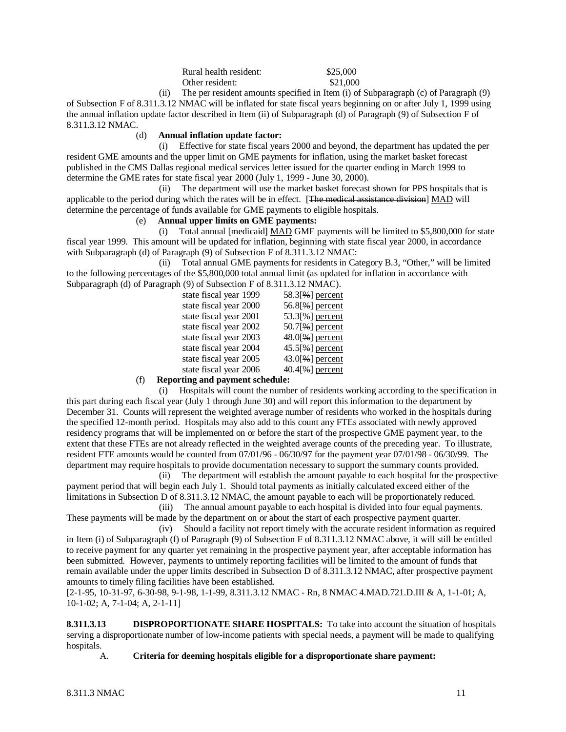| | |
|---|---|
| Rural health resident: | $25,000 |
| Other resident: | $21,000 |

(ii) The per resident amounts specified in Item (i) of Subparagraph (c) of Paragraph (9) of Subsection F of 8.311.3.12 NMAC will be inflated for state fiscal years beginning on or after July 1, 1999 using the annual inflation update factor described in Item (ii) of Subparagraph (d) of Paragraph (9) of Subsection F of 8.311.3.12 NMAC.

(d) **Annual inflation update factor:**

(i) Effective for state fiscal years 2000 and beyond, the department has updated the per resident GME amounts and the upper limit on GME payments for inflation, using the market basket forecast published in the CMS Dallas regional medical services letter issued for the quarter ending in March 1999 to determine the GME rates for state fiscal year 2000 (July 1, 1999 - June 30, 2000).

(ii) The department will use the market basket forecast shown for PPS hospitals that is applicable to the period during which the rates will be in effect. [~~The medical assistance division~~] MAD will determine the percentage of funds available for GME payments to eligible hospitals.

(e) **Annual upper limits on GME payments:**

(i) Total annual [~~medicaid~~] MAD GME payments will be limited to $5,800,000 for state fiscal year 1999. This amount will be updated for inflation, beginning with state fiscal year 2000, in accordance with Subparagraph (d) of Paragraph (9) of Subsection F of 8.311.3.12 NMAC:

(ii) Total annual GME payments for residents in Category B.3, "Other," will be limited to the following percentages of the $5,800,000 total annual limit (as updated for inflation in accordance with Subparagraph (d) of Paragraph (9) of Subsection F of 8.311.3.12 NMAC).

| | |
|---|---|
| state fiscal year 1999 | 58.3[~~%~~] percent |
| state fiscal year 2000 | 56.8[~~%~~] percent |
| state fiscal year 2001 | 53.3[~~%~~] percent |
| state fiscal year 2002 | 50.7[~~%~~] percent |
| state fiscal year 2003 | 48.0[~~%~~] percent |
| state fiscal year 2004 | 45.5[~~%~~] percent |
| state fiscal year 2005 | 43.0[~~%~~] percent |
| state fiscal year 2006 | 40.4[~~%~~] percent |

(f) **Reporting and payment schedule:**

(i) Hospitals will count the number of residents working according to the specification in this part during each fiscal year (July 1 through June 30) and will report this information to the department by December 31. Counts will represent the weighted average number of residents who worked in the hospitals during the specified 12-month period. Hospitals may also add to this count any FTEs associated with newly approved residency programs that will be implemented on or before the start of the prospective GME payment year, to the extent that these FTEs are not already reflected in the weighted average counts of the preceding year. To illustrate, resident FTE amounts would be counted from 07/01/96 - 06/30/97 for the payment year 07/01/98 - 06/30/99. The department may require hospitals to provide documentation necessary to support the summary counts provided.

(ii) The department will establish the amount payable to each hospital for the prospective payment period that will begin each July 1. Should total payments as initially calculated exceed either of the limitations in Subsection D of 8.311.3.12 NMAC, the amount payable to each will be proportionately reduced.

(iii) The annual amount payable to each hospital is divided into four equal payments. These payments will be made by the department on or about the start of each prospective payment quarter.

(iv) Should a facility not report timely with the accurate resident information as required in Item (i) of Subparagraph (f) of Paragraph (9) of Subsection F of 8.311.3.12 NMAC above, it will still be entitled to receive payment for any quarter yet remaining in the prospective payment year, after acceptable information has been submitted. However, payments to untimely reporting facilities will be limited to the amount of funds that remain available under the upper limits described in Subsection D of 8.311.3.12 NMAC, after prospective payment amounts to timely filing facilities have been established.

[2-1-95, 10-31-97, 6-30-98, 9-1-98, 1-1-99, 8.311.3.12 NMAC - Rn, 8 NMAC 4.MAD.721.D.III & A, 1-1-01; A, 10-1-02; A, 7-1-04; A, 2-1-11]

**8.311.3.13 DISPROPORTIONATE SHARE HOSPITALS:** To take into account the situation of hospitals serving a disproportionate number of low-income patients with special needs, a payment will be made to qualifying hospitals.

A. **Criteria for deeming hospitals eligible for a disproportionate share payment:**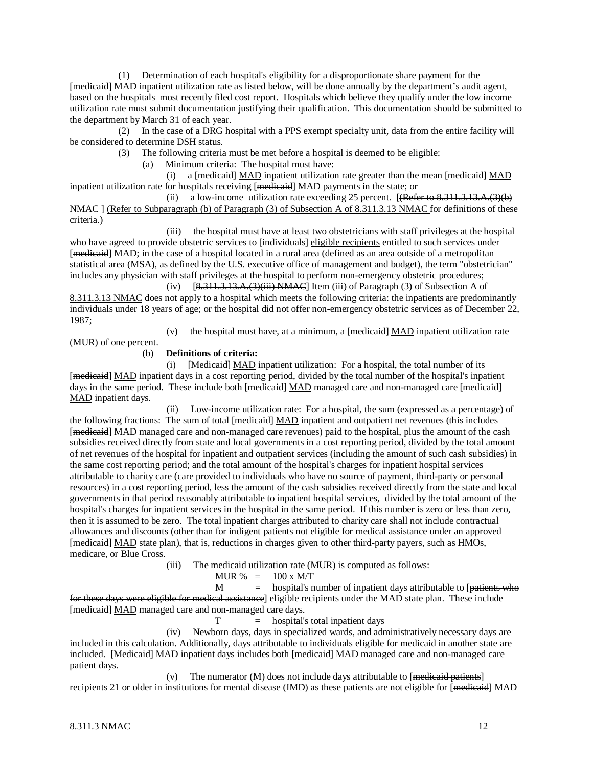(1) Determination of each hospital's eligibility for a disproportionate share payment for the [~~medicaid~~] MAD inpatient utilization rate as listed below, will be done annually by the department's audit agent, based on the hospitals most recently filed cost report. Hospitals which believe they qualify under the low income utilization rate must submit documentation justifying their qualification. This documentation should be submitted to the department by March 31 of each year.

(2) In the case of a DRG hospital with a PPS exempt specialty unit, data from the entire facility will be considered to determine DSH status.

(3) The following criteria must be met before a hospital is deemed to be eligible:

(a) Minimum criteria: The hospital must have:

(i) a [~~medicaid~~] MAD inpatient utilization rate greater than the mean [~~medicaid~~] MAD inpatient utilization rate for hospitals receiving [~~medicaid~~] MAD payments in the state; or

(ii) a low-income utilization rate exceeding 25 percent. [~~(Refer to 8.311.3.13.A.(3)(b) NMAC~~ ] (Refer to Subparagraph (b) of Paragraph (3) of Subsection A of 8.311.3.13 NMAC for definitions of these criteria.)

(iii) the hospital must have at least two obstetricians with staff privileges at the hospital who have agreed to provide obstetric services to [~~individuals~~] eligible recipients entitled to such services under [~~medicaid~~] MAD; in the case of a hospital located in a rural area (defined as an area outside of a metropolitan statistical area (MSA), as defined by the U.S. executive office of management and budget), the term "obstetrician" includes any physician with staff privileges at the hospital to perform non-emergency obstetric procedures;

(iv) [~~8.311.3.13.A.(3)(iii) NMAC~~] Item (iii) of Paragraph (3) of Subsection A of 8.311.3.13 NMAC does not apply to a hospital which meets the following criteria: the inpatients are predominantly individuals under 18 years of age; or the hospital did not offer non-emergency obstetric services as of December 22, 1987;

(v) the hospital must have, at a minimum, a [~~medicaid~~] MAD inpatient utilization rate (MUR) of one percent.

(b) **Definitions of criteria:**

(i) [~~Medicaid~~] MAD inpatient utilization: For a hospital, the total number of its [~~medicaid~~] MAD inpatient days in a cost reporting period, divided by the total number of the hospital's inpatient days in the same period. These include both [~~medicaid~~] MAD managed care and non-managed care [~~medicaid~~] MAD inpatient days.

(ii) Low-income utilization rate: For a hospital, the sum (expressed as a percentage) of the following fractions: The sum of total [~~medicaid~~] MAD inpatient and outpatient net revenues (this includes [~~medicaid~~] MAD managed care and non-managed care revenues) paid to the hospital, plus the amount of the cash subsidies received directly from state and local governments in a cost reporting period, divided by the total amount of net revenues of the hospital for inpatient and outpatient services (including the amount of such cash subsidies) in the same cost reporting period; and the total amount of the hospital's charges for inpatient hospital services attributable to charity care (care provided to individuals who have no source of payment, third-party or personal resources) in a cost reporting period, less the amount of the cash subsidies received directly from the state and local governments in that period reasonably attributable to inpatient hospital services, divided by the total amount of the hospital's charges for inpatient services in the hospital in the same period. If this number is zero or less than zero, then it is assumed to be zero. The total inpatient charges attributed to charity care shall not include contractual allowances and discounts (other than for indigent patients not eligible for medical assistance under an approved [~~medicaid~~] MAD state plan), that is, reductions in charges given to other third-party payers, such as HMOs, medicare, or Blue Cross.

(iii) The medicaid utilization rate (MUR) is computed as follows:

MUR % = 100 x M/T

M = hospital's number of inpatient days attributable to [~~patients who for these days were eligible for medical assistance~~] eligible recipients under the MAD state plan. These include [~~medicaid~~] MAD managed care and non-managed care days.

T = hospital's total inpatient days

(iv) Newborn days, days in specialized wards, and administratively necessary days are included in this calculation. Additionally, days attributable to individuals eligible for medicaid in another state are included. [~~Medicaid~~] MAD inpatient days includes both [~~medicaid~~] MAD managed care and non-managed care patient days.

(v) The numerator (M) does not include days attributable to [~~medicaid patients~~] recipients 21 or older in institutions for mental disease (IMD) as these patients are not eligible for [~~medicaid~~] MAD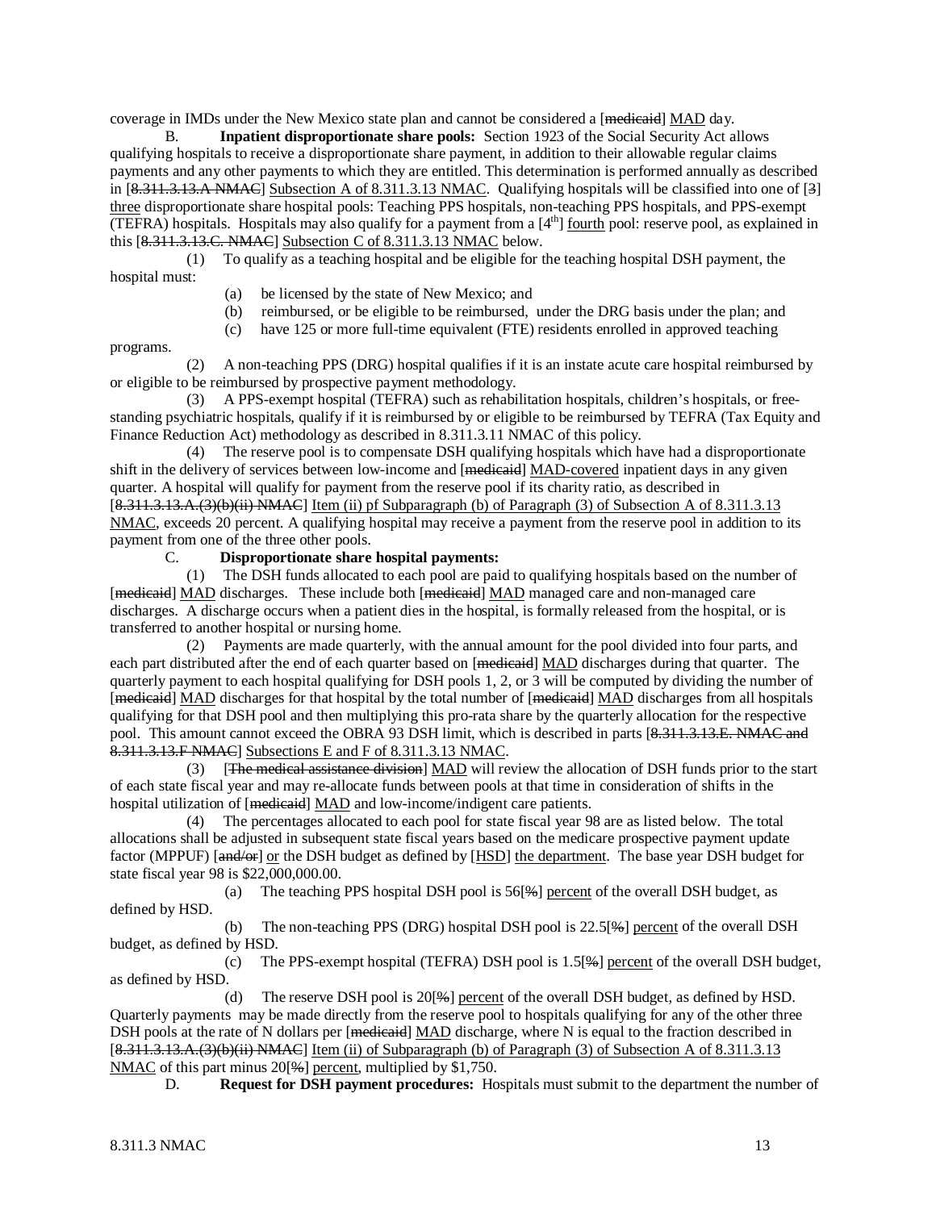coverage in IMDs under the New Mexico state plan and cannot be considered a [~~medicaid~~] MAD day.

B. **Inpatient disproportionate share pools:** Section 1923 of the Social Security Act allows qualifying hospitals to receive a disproportionate share payment, in addition to their allowable regular claims payments and any other payments to which they are entitled. This determination is performed annually as described in [~~8.311.3.13.A NMAC~~] Subsection A of 8.311.3.13 NMAC. Qualifying hospitals will be classified into one of [~~3~~] three disproportionate share hospital pools: Teaching PPS hospitals, non-teaching PPS hospitals, and PPS-exempt (TEFRA) hospitals. Hospitals may also qualify for a payment from a [4th] fourth pool: reserve pool, as explained in this [~~8.311.3.13.C. NMAC~~] Subsection C of 8.311.3.13 NMAC below.

(1) To qualify as a teaching hospital and be eligible for the teaching hospital DSH payment, the hospital must:

(a) be licensed by the state of New Mexico; and

(b) reimbursed, or be eligible to be reimbursed, under the DRG basis under the plan; and

(c) have 125 or more full-time equivalent (FTE) residents enrolled in approved teaching programs.

(2) A non-teaching PPS (DRG) hospital qualifies if it is an instate acute care hospital reimbursed by or eligible to be reimbursed by prospective payment methodology.

(3) A PPS-exempt hospital (TEFRA) such as rehabilitation hospitals, children's hospitals, or free-standing psychiatric hospitals, qualify if it is reimbursed by or eligible to be reimbursed by TEFRA (Tax Equity and Finance Reduction Act) methodology as described in 8.311.3.11 NMAC of this policy.

(4) The reserve pool is to compensate DSH qualifying hospitals which have had a disproportionate shift in the delivery of services between low-income and [~~medicaid~~] MAD-covered inpatient days in any given quarter. A hospital will qualify for payment from the reserve pool if its charity ratio, as described in [~~8.311.3.13.A.(3)(b)(ii) NMAC~~] Item (ii) pf Subparagraph (b) of Paragraph (3) of Subsection A of 8.311.3.13 NMAC, exceeds 20 percent. A qualifying hospital may receive a payment from the reserve pool in addition to its payment from one of the three other pools.

C. **Disproportionate share hospital payments:**

(1) The DSH funds allocated to each pool are paid to qualifying hospitals based on the number of [~~medicaid~~] MAD discharges. These include both [~~medicaid~~] MAD managed care and non-managed care discharges. A discharge occurs when a patient dies in the hospital, is formally released from the hospital, or is transferred to another hospital or nursing home.

(2) Payments are made quarterly, with the annual amount for the pool divided into four parts, and each part distributed after the end of each quarter based on [~~medicaid~~] MAD discharges during that quarter. The quarterly payment to each hospital qualifying for DSH pools 1, 2, or 3 will be computed by dividing the number of [~~medicaid~~] MAD discharges for that hospital by the total number of [~~medicaid~~] MAD discharges from all hospitals qualifying for that DSH pool and then multiplying this pro-rata share by the quarterly allocation for the respective pool. This amount cannot exceed the OBRA 93 DSH limit, which is described in parts [~~8.311.3.13.E. NMAC and 8.311.3.13.F NMAC~~] Subsections E and F of 8.311.3.13 NMAC.

(3) [~~The medical assistance division~~] MAD will review the allocation of DSH funds prior to the start of each state fiscal year and may re-allocate funds between pools at that time in consideration of shifts in the hospital utilization of [~~medicaid~~] MAD and low-income/indigent care patients.

(4) The percentages allocated to each pool for state fiscal year 98 are as listed below. The total allocations shall be adjusted in subsequent state fiscal years based on the medicare prospective payment update factor (MPPUF) [~~and/or~~] or the DSH budget as defined by [HSD] the department. The base year DSH budget for state fiscal year 98 is $22,000,000.00.

(a) The teaching PPS hospital DSH pool is 56[~~%~~] percent of the overall DSH budget, as defined by HSD.

(b) The non-teaching PPS (DRG) hospital DSH pool is 22.5[~~%~~] percent of the overall DSH budget, as defined by HSD.

(c) The PPS-exempt hospital (TEFRA) DSH pool is 1.5[~~%~~] percent of the overall DSH budget, as defined by HSD.

(d) The reserve DSH pool is 20[~~%~~] percent of the overall DSH budget, as defined by HSD. Quarterly payments may be made directly from the reserve pool to hospitals qualifying for any of the other three DSH pools at the rate of N dollars per [~~medicaid~~] MAD discharge, where N is equal to the fraction described in [~~8.311.3.13.A.(3)(b)(ii) NMAC~~] Item (ii) of Subparagraph (b) of Paragraph (3) of Subsection A of 8.311.3.13 NMAC of this part minus 20[~~%~~] percent, multiplied by $1,750.

D. **Request for DSH payment procedures:** Hospitals must submit to the department the number of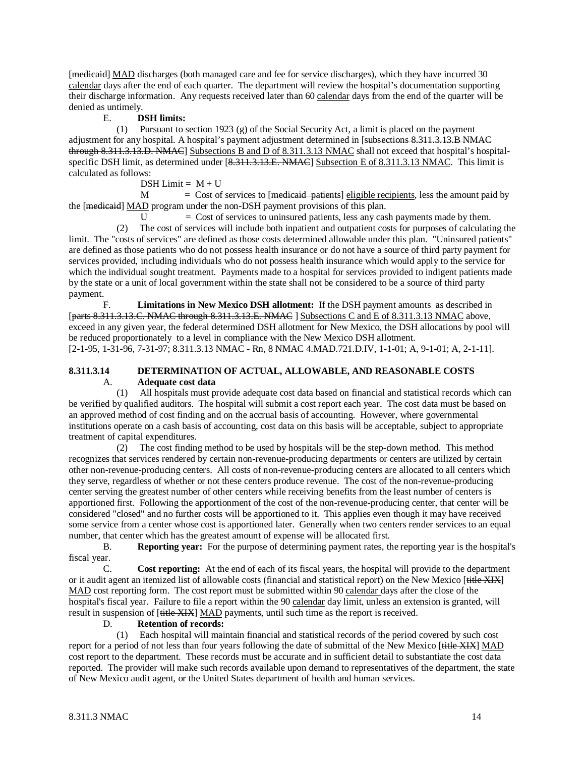[~~medicaid~~] MAD discharges (both managed care and fee for service discharges), which they have incurred 30 calendar days after the end of each quarter. The department will review the hospital's documentation supporting their discharge information. Any requests received later than 60 calendar days from the end of the quarter will be denied as untimely.

E. **DSH limits:**

(1) Pursuant to section 1923 (g) of the Social Security Act, a limit is placed on the payment adjustment for any hospital. A hospital's payment adjustment determined in [~~subsections 8.311.3.13.B NMAC through 8.311.3.13.D. NMAC~~] Subsections B and D of 8.311.3.13 NMAC shall not exceed that hospital's hospital-specific DSH limit, as determined under [~~8.311.3.13.E. NMAC~~] Subsection E of 8.311.3.13 NMAC. This limit is calculated as follows:

DSH Limit = M + U

M = Cost of services to [~~medicaid patients~~] eligible recipients, less the amount paid by the [~~medicaid~~] MAD program under the non-DSH payment provisions of this plan.

U = Cost of services to uninsured patients, less any cash payments made by them.

(2) The cost of services will include both inpatient and outpatient costs for purposes of calculating the limit. The "costs of services" are defined as those costs determined allowable under this plan. "Uninsured patients" are defined as those patients who do not possess health insurance or do not have a source of third party payment for services provided, including individuals who do not possess health insurance which would apply to the service for which the individual sought treatment. Payments made to a hospital for services provided to indigent patients made by the state or a unit of local government within the state shall not be considered to be a source of third party payment.

F. **Limitations in New Mexico DSH allotment:** If the DSH payment amounts as described in [~~parts 8.311.3.13.C. NMAC through 8.311.3.13.E. NMAC~~ ] Subsections C and E of 8.311.3.13 NMAC above, exceed in any given year, the federal determined DSH allotment for New Mexico, the DSH allocations by pool will be reduced proportionately to a level in compliance with the New Mexico DSH allotment.

[2-1-95, 1-31-96, 7-31-97; 8.311.3.13 NMAC - Rn, 8 NMAC 4.MAD.721.D.IV, 1-1-01; A, 9-1-01; A, 2-1-11].

**8.311.3.14 DETERMINATION OF ACTUAL, ALLOWABLE, AND REASONABLE COSTS**

A. **Adequate cost data**

(1) All hospitals must provide adequate cost data based on financial and statistical records which can be verified by qualified auditors. The hospital will submit a cost report each year. The cost data must be based on an approved method of cost finding and on the accrual basis of accounting. However, where governmental institutions operate on a cash basis of accounting, cost data on this basis will be acceptable, subject to appropriate treatment of capital expenditures.

(2) The cost finding method to be used by hospitals will be the step-down method. This method recognizes that services rendered by certain non-revenue-producing departments or centers are utilized by certain other non-revenue-producing centers. All costs of non-revenue-producing centers are allocated to all centers which they serve, regardless of whether or not these centers produce revenue. The cost of the non-revenue-producing center serving the greatest number of other centers while receiving benefits from the least number of centers is apportioned first. Following the apportionment of the cost of the non-revenue-producing center, that center will be considered "closed" and no further costs will be apportioned to it. This applies even though it may have received some service from a center whose cost is apportioned later. Generally when two centers render services to an equal number, that center which has the greatest amount of expense will be allocated first.

B. **Reporting year:** For the purpose of determining payment rates, the reporting year is the hospital's fiscal year.

C. **Cost reporting:** At the end of each of its fiscal years, the hospital will provide to the department or it audit agent an itemized list of allowable costs (financial and statistical report) on the New Mexico [~~title XIX~~] MAD cost reporting form. The cost report must be submitted within 90 calendar days after the close of the hospital's fiscal year. Failure to file a report within the 90 calendar day limit, unless an extension is granted, will result in suspension of [~~title XIX~~] MAD payments, until such time as the report is received.

D. **Retention of records:**

(1) Each hospital will maintain financial and statistical records of the period covered by such cost report for a period of not less than four years following the date of submittal of the New Mexico [~~title XIX~~] MAD cost report to the department. These records must be accurate and in sufficient detail to substantiate the cost data reported. The provider will make such records available upon demand to representatives of the department, the state of New Mexico audit agent, or the United States department of health and human services.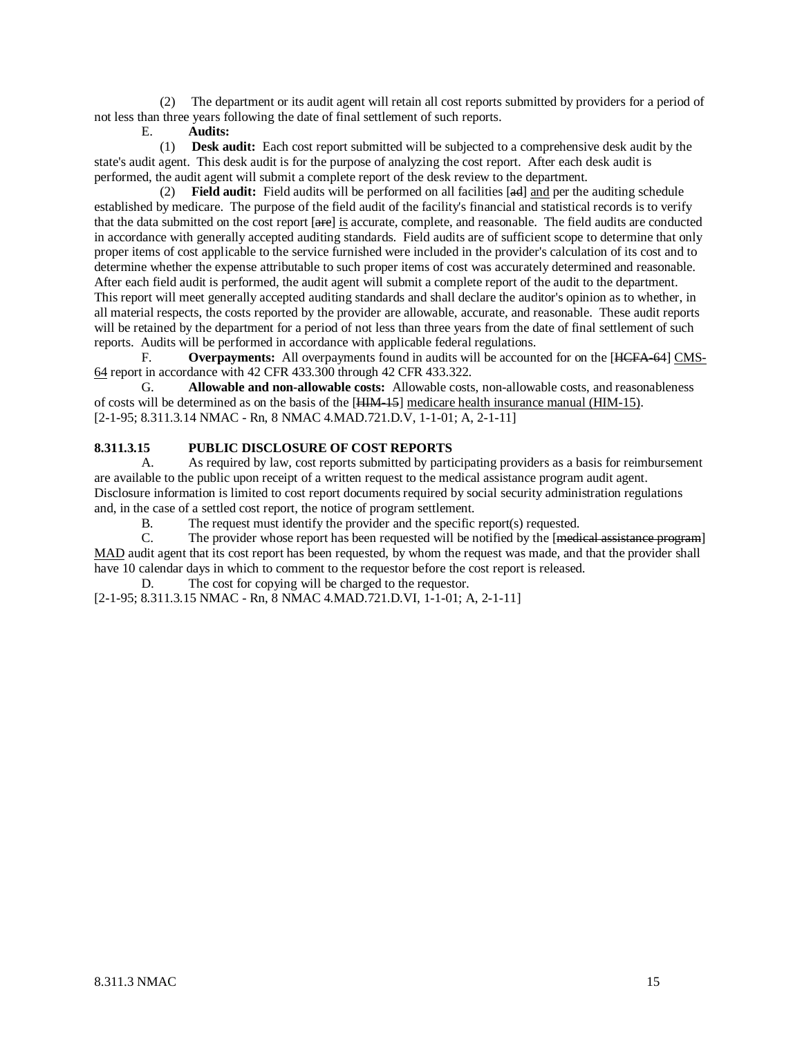(2) The department or its audit agent will retain all cost reports submitted by providers for a period of not less than three years following the date of final settlement of such reports.

E. **Audits:**

(1) **Desk audit:** Each cost report submitted will be subjected to a comprehensive desk audit by the state's audit agent. This desk audit is for the purpose of analyzing the cost report. After each desk audit is performed, the audit agent will submit a complete report of the desk review to the department.

(2) **Field audit:** Field audits will be performed on all facilities [~~ad~~] and per the auditing schedule established by medicare. The purpose of the field audit of the facility's financial and statistical records is to verify that the data submitted on the cost report [~~are~~] is accurate, complete, and reasonable. The field audits are conducted in accordance with generally accepted auditing standards. Field audits are of sufficient scope to determine that only proper items of cost applicable to the service furnished were included in the provider's calculation of its cost and to determine whether the expense attributable to such proper items of cost was accurately determined and reasonable. After each field audit is performed, the audit agent will submit a complete report of the audit to the department. This report will meet generally accepted auditing standards and shall declare the auditor's opinion as to whether, in all material respects, the costs reported by the provider are allowable, accurate, and reasonable. These audit reports will be retained by the department for a period of not less than three years from the date of final settlement of such reports. Audits will be performed in accordance with applicable federal regulations.

F. **Overpayments:** All overpayments found in audits will be accounted for on the [~~HCFA-64~~] CMS-64 report in accordance with 42 CFR 433.300 through 42 CFR 433.322.

G. **Allowable and non-allowable costs:** Allowable costs, non-allowable costs, and reasonableness of costs will be determined as on the basis of the [~~HIM-15~~] medicare health insurance manual (HIM-15).

[2-1-95; 8.311.3.14 NMAC - Rn, 8 NMAC 4.MAD.721.D.V, 1-1-01; A, 2-1-11]

**8.311.3.15 PUBLIC DISCLOSURE OF COST REPORTS**

A. As required by law, cost reports submitted by participating providers as a basis for reimbursement are available to the public upon receipt of a written request to the medical assistance program audit agent. Disclosure information is limited to cost report documents required by social security administration regulations and, in the case of a settled cost report, the notice of program settlement.

B. The request must identify the provider and the specific report(s) requested.

C. The provider whose report has been requested will be notified by the [~~medical assistance program~~] MAD audit agent that its cost report has been requested, by whom the request was made, and that the provider shall have 10 calendar days in which to comment to the requestor before the cost report is released.

D. The cost for copying will be charged to the requestor.

[2-1-95; 8.311.3.15 NMAC - Rn, 8 NMAC 4.MAD.721.D.VI, 1-1-01; A, 2-1-11]